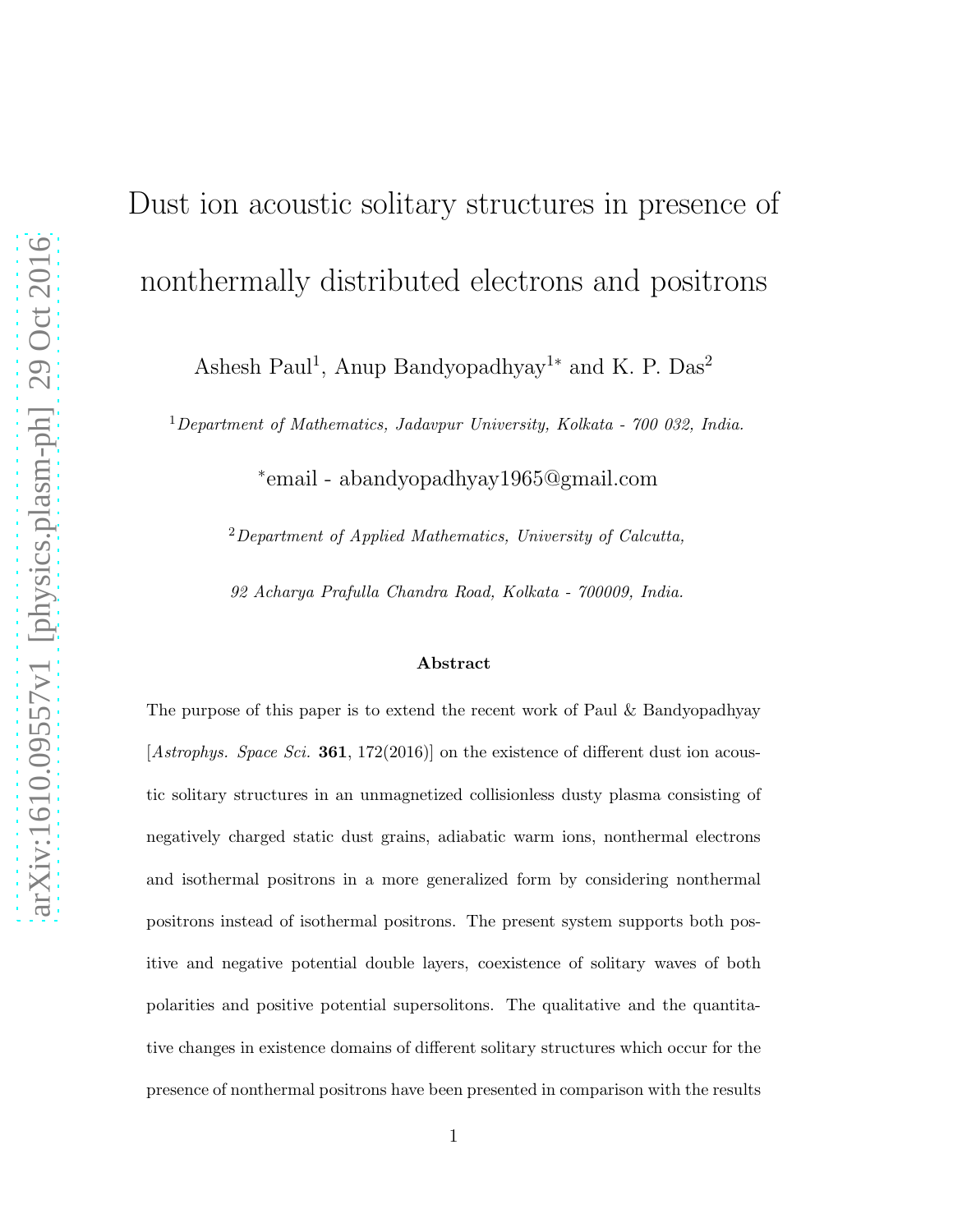# Dust ion acoustic solitary structures in presence of nonthermally distributed electrons and positrons

Ashesh Paul[1], Anup Bandyopadhyay[1*] and K. P. Das[2]

[1] *Department of Mathematics, Jadavpur University, Kolkata - 700 032, India.*

[*] email - abandyopadhyay1965@gmail.com

[2] *Department of Applied Mathematics, University of Calcutta,*

*92 Acharya Prafulla Chandra Road, Kolkata - 700009, India.*

### Abstract

The purpose of this paper is to extend the recent work of Paul & Bandyopadhyay [*Astrophys. Space Sci.* **361**, 172(2016)] on the existence of different dust ion acoustic solitary structures in an unmagnetized collisionless dusty plasma consisting of negatively charged static dust grains, adiabatic warm ions, nonthermal electrons and isothermal positrons in a more generalized form by considering nonthermal positrons instead of isothermal positrons. The present system supports both positive and negative potential double layers, coexistence of solitary waves of both polarities and positive potential supersolitons. The qualitative and the quantitative changes in existence domains of different solitary structures which occur for the presence of nonthermal positrons have been presented in comparison with the results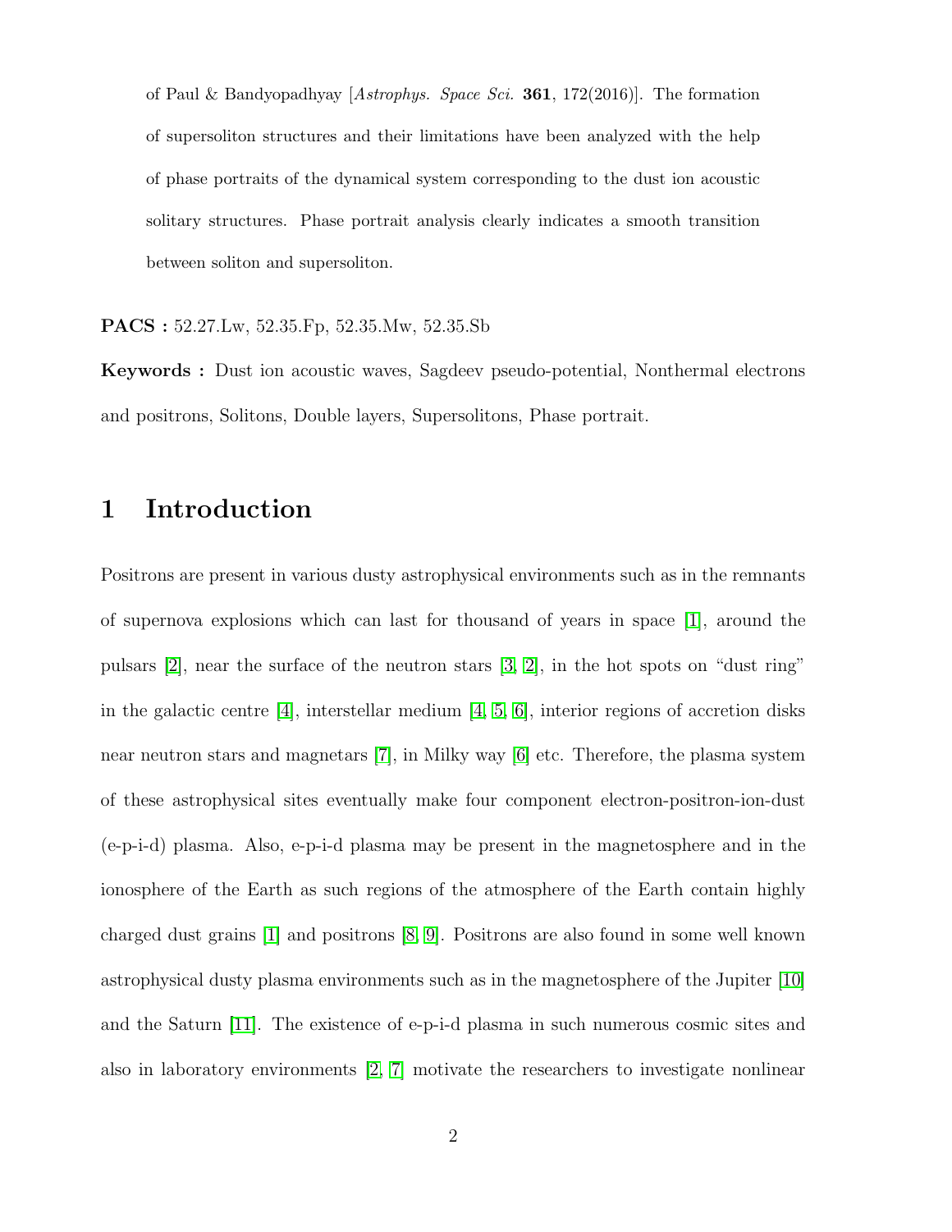of Paul & Bandyopadhyay [*Astrophys. Space Sci.* **361**, 172(2016)]. The formation of supersoliton structures and their limitations have been analyzed with the help of phase portraits of the dynamical system corresponding to the dust ion acoustic solitary structures. Phase portrait analysis clearly indicates a smooth transition between soliton and supersoliton.

**PACS :** 52.27.Lw, 52.35.Fp, 52.35.Mw, 52.35.Sb

**Keywords :** Dust ion acoustic waves, Sagdeev pseudo-potential, Nonthermal electrons and positrons, Solitons, Double layers, Supersolitons, Phase portrait.

## 1 Introduction

Positrons are present in various dusty astrophysical environments such as in the remnants of supernova explosions which can last for thousand of years in space [1], around the pulsars [2], near the surface of the neutron stars [3, 2], in the hot spots on "dust ring" in the galactic centre [4], interstellar medium [4, 5, 6], interior regions of accretion disks near neutron stars and magnetars [7], in Milky way [6] etc. Therefore, the plasma system of these astrophysical sites eventually make four component electron-positron-ion-dust (e-p-i-d) plasma. Also, e-p-i-d plasma may be present in the magnetosphere and in the ionosphere of the Earth as such regions of the atmosphere of the Earth contain highly charged dust grains [1] and positrons [8, 9]. Positrons are also found in some well known astrophysical dusty plasma environments such as in the magnetosphere of the Jupiter [10] and the Saturn [11]. The existence of e-p-i-d plasma in such numerous cosmic sites and also in laboratory environments [2, 7] motivate the researchers to investigate nonlinear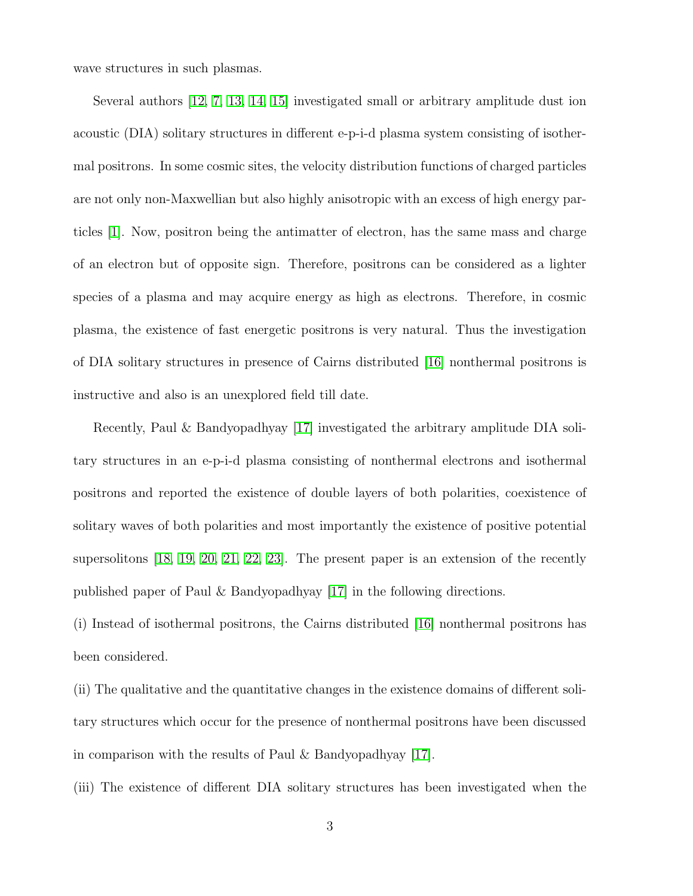wave structures in such plasmas.

Several authors [12, 7, 13, 14, 15] investigated small or arbitrary amplitude dust ion acoustic (DIA) solitary structures in different e-p-i-d plasma system consisting of isothermal positrons. In some cosmic sites, the velocity distribution functions of charged particles are not only non-Maxwellian but also highly anisotropic with an excess of high energy particles [1]. Now, positron being the antimatter of electron, has the same mass and charge of an electron but of opposite sign. Therefore, positrons can be considered as a lighter species of a plasma and may acquire energy as high as electrons. Therefore, in cosmic plasma, the existence of fast energetic positrons is very natural. Thus the investigation of DIA solitary structures in presence of Cairns distributed [16] nonthermal positrons is instructive and also is an unexplored field till date.

Recently, Paul & Bandyopadhyay [17] investigated the arbitrary amplitude DIA solitary structures in an e-p-i-d plasma consisting of nonthermal electrons and isothermal positrons and reported the existence of double layers of both polarities, coexistence of solitary waves of both polarities and most importantly the existence of positive potential supersolitons [18, 19, 20, 21, 22, 23]. The present paper is an extension of the recently published paper of Paul & Bandyopadhyay [17] in the following directions.

(i) Instead of isothermal positrons, the Cairns distributed [16] nonthermal positrons has been considered.

(ii) The qualitative and the quantitative changes in the existence domains of different solitary structures which occur for the presence of nonthermal positrons have been discussed in comparison with the results of Paul & Bandyopadhyay [17].

(iii) The existence of different DIA solitary structures has been investigated when the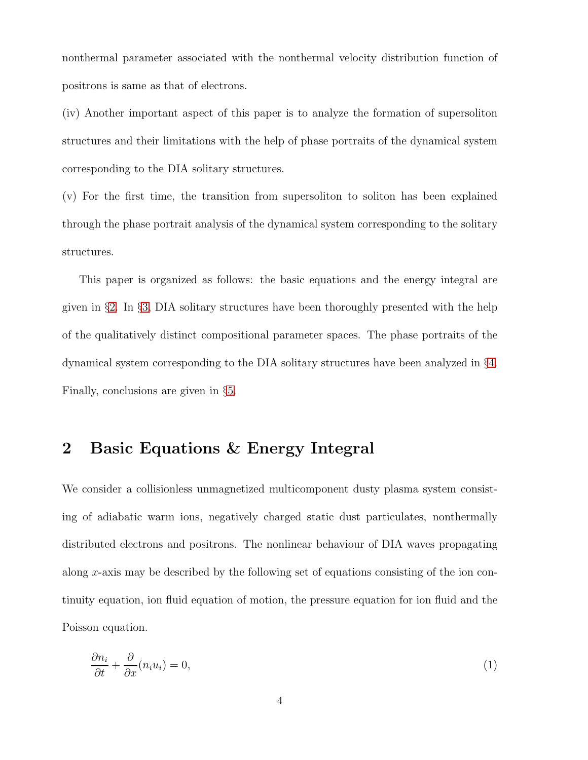nonthermal parameter associated with the nonthermal velocity distribution function of positrons is same as that of electrons.

(iv) Another important aspect of this paper is to analyze the formation of supersoliton structures and their limitations with the help of phase portraits of the dynamical system corresponding to the DIA solitary structures.

(v) For the first time, the transition from supersoliton to soliton has been explained through the phase portrait analysis of the dynamical system corresponding to the solitary structures.

This paper is organized as follows: the basic equations and the energy integral are given in §2. In §3, DIA solitary structures have been thoroughly presented with the help of the qualitatively distinct compositional parameter spaces. The phase portraits of the dynamical system corresponding to the DIA solitary structures have been analyzed in §4. Finally, conclusions are given in §5.

## 2 Basic Equations & Energy Integral

We consider a collisionless unmagnetized multicomponent dusty plasma system consisting of adiabatic warm ions, negatively charged static dust particulates, nonthermally distributed electrons and positrons. The nonlinear behaviour of DIA waves propagating along $x$-axis may be described by the following set of equations consisting of the ion continuity equation, ion fluid equation of motion, the pressure equation for ion fluid and the Poisson equation.

$$\frac{\partial n_i}{\partial t} + \frac{\partial}{\partial x}(n_i u_i) = 0, \tag{1}$$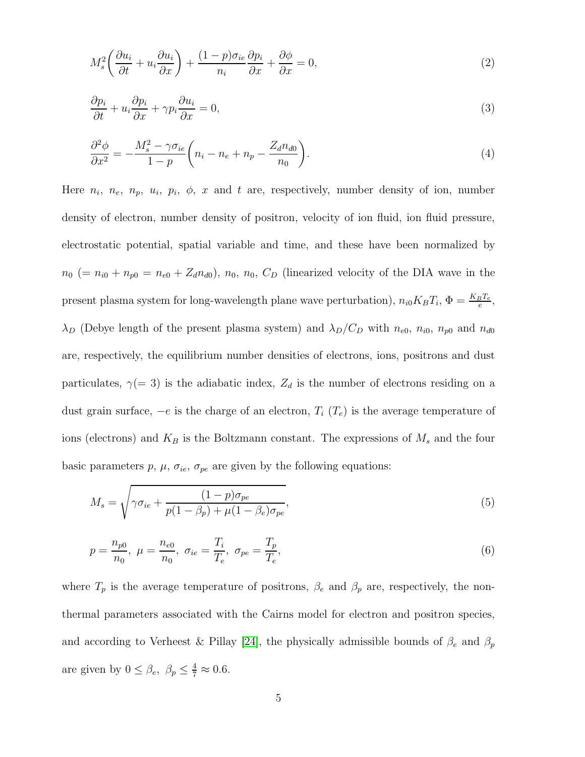$$M_s^2\left(\frac{\partial u_i}{\partial t} + u_i\frac{\partial u_i}{\partial x}\right) + \frac{(1-p)\sigma_{ie}}{n_i}\frac{\partial p_i}{\partial x} + \frac{\partial \phi}{\partial x} = 0, \tag{2}$$

$$\frac{\partial p_i}{\partial t} + u_i\frac{\partial p_i}{\partial x} + \gamma p_i\frac{\partial u_i}{\partial x} = 0, \tag{3}$$

$$\frac{\partial^2 \phi}{\partial x^2} = -\frac{M_s^2 - \gamma\sigma_{ie}}{1-p}\left(n_i - n_e + n_p - \frac{Z_d n_{d0}}{n_0}\right). \tag{4}$$

Here $n_i$, $n_e$, $n_p$, $u_i$, $p_i$, $\phi$, $x$ and $t$ are, respectively, number density of ion, number density of electron, number density of positron, velocity of ion fluid, ion fluid pressure, electrostatic potential, spatial variable and time, and these have been normalized by $n_0$ $(= n_{i0} + n_{p0} = n_{e0} + Z_d n_{d0})$, $n_0$, $n_0$, $C_D$ (linearized velocity of the DIA wave in the present plasma system for long-wavelength plane wave perturbation), $n_{i0}K_BT_i$, $\Phi = \frac{K_BT_e}{e}$, $\lambda_D$ (Debye length of the present plasma system) and $\lambda_D/C_D$ with $n_{e0}$, $n_{i0}$, $n_{p0}$ and $n_{d0}$ are, respectively, the equilibrium number densities of electrons, ions, positrons and dust particulates, $\gamma(= 3)$ is the adiabatic index, $Z_d$ is the number of electrons residing on a dust grain surface, $-e$ is the charge of an electron, $T_i$ $(T_e)$ is the average temperature of ions (electrons) and $K_B$ is the Boltzmann constant. The expressions of $M_s$ and the four basic parameters $p$, $\mu$, $\sigma_{ie}$, $\sigma_{pe}$ are given by the following equations:

$$M_s = \sqrt{\gamma\sigma_{ie} + \frac{(1-p)\sigma_{pe}}{p(1-\beta_p) + \mu(1-\beta_e)\sigma_{pe}}}, \tag{5}$$

$$p = \frac{n_{p0}}{n_0},\ \mu = \frac{n_{e0}}{n_0},\ \sigma_{ie} = \frac{T_i}{T_e},\ \sigma_{pe} = \frac{T_p}{T_e}, \tag{6}$$

where $T_p$ is the average temperature of positrons, $\beta_e$ and $\beta_p$ are, respectively, the non-thermal parameters associated with the Cairns model for electron and positron species, and according to Verheest & Pillay [24], the physically admissible bounds of $\beta_e$ and $\beta_p$ are given by $0 \leq \beta_e,\ \beta_p \leq \frac{4}{7} \approx 0.6$.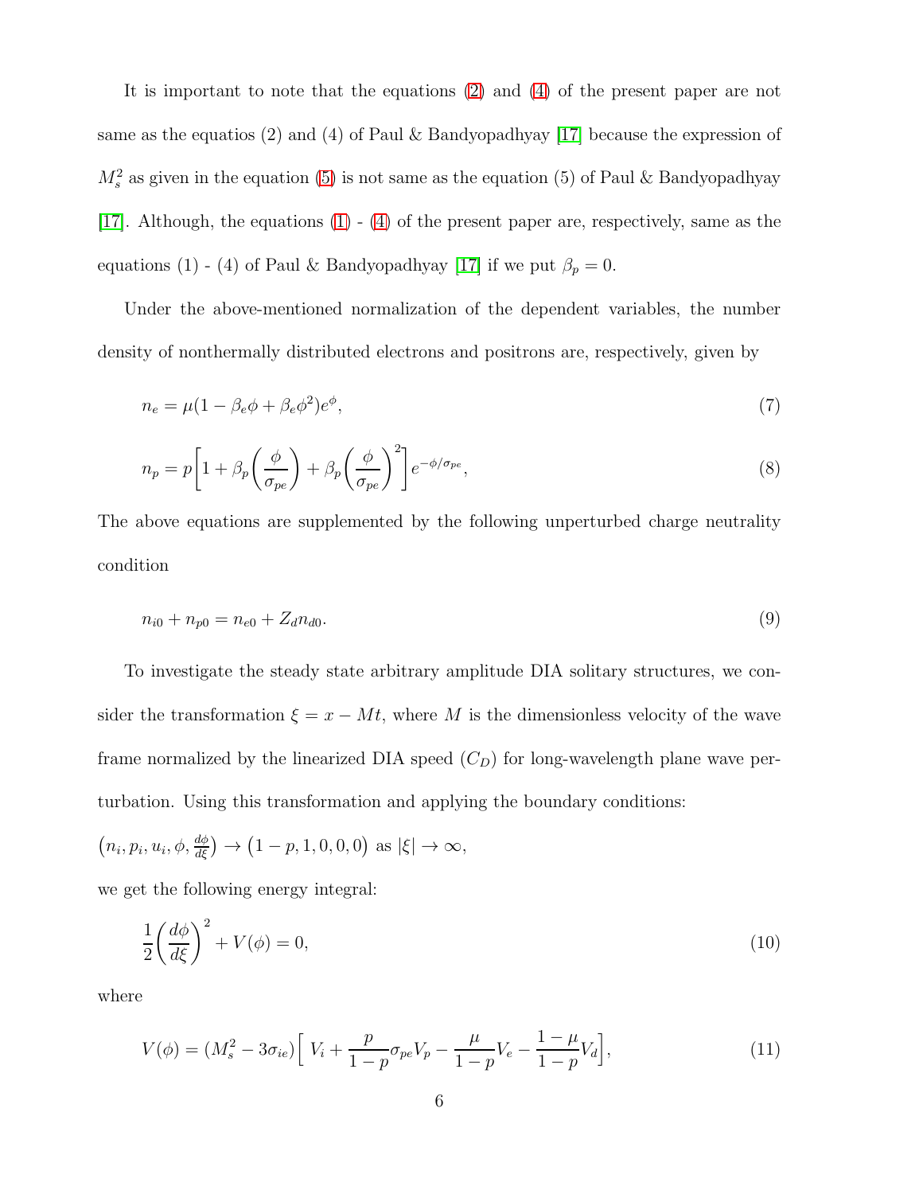It is important to note that the equations (2) and (4) of the present paper are not same as the equatios (2) and (4) of Paul & Bandyopadhyay [17] because the expression of $M_s^2$ as given in the equation (5) is not same as the equation (5) of Paul & Bandyopadhyay [17]. Although, the equations (1) - (4) of the present paper are, respectively, same as the equations (1) - (4) of Paul & Bandyopadhyay [17] if we put $\beta_p = 0$.

Under the above-mentioned normalization of the dependent variables, the number density of nonthermally distributed electrons and positrons are, respectively, given by

$$n_e = \mu(1 - \beta_e \phi + \beta_e \phi^2)e^{\phi}, \tag{7}$$

$$n_p = p\bigg[1 + \beta_p\bigg(\frac{\phi}{\sigma_{pe}}\bigg) + \beta_p\bigg(\frac{\phi}{\sigma_{pe}}\bigg)^2\bigg]e^{-\phi/\sigma_{pe}}, \tag{8}$$

The above equations are supplemented by the following unperturbed charge neutrality condition

$$n_{i0} + n_{p0} = n_{e0} + Z_d n_{d0}. \tag{9}$$

To investigate the steady state arbitrary amplitude DIA solitary structures, we consider the transformation $\xi = x - Mt$, where $M$ is the dimensionless velocity of the wave frame normalized by the linearized DIA speed ($C_D$) for long-wavelength plane wave perturbation. Using this transformation and applying the boundary conditions:

$\left(n_i, p_i, u_i, \phi, \frac{d\phi}{d\xi}\right) \to \left(1-p, 1, 0, 0, 0\right)$ as $|\xi| \to \infty$,

we get the following energy integral:

$$\frac{1}{2}\bigg(\frac{d\phi}{d\xi}\bigg)^2 + V(\phi) = 0, \tag{10}$$

where

$$V(\phi) = (M_s^2 - 3\sigma_{ie})\Big[\ V_i + \frac{p}{1-p}\sigma_{pe}V_p - \frac{\mu}{1-p}V_e - \frac{1-\mu}{1-p}V_d\Big], \tag{11}$$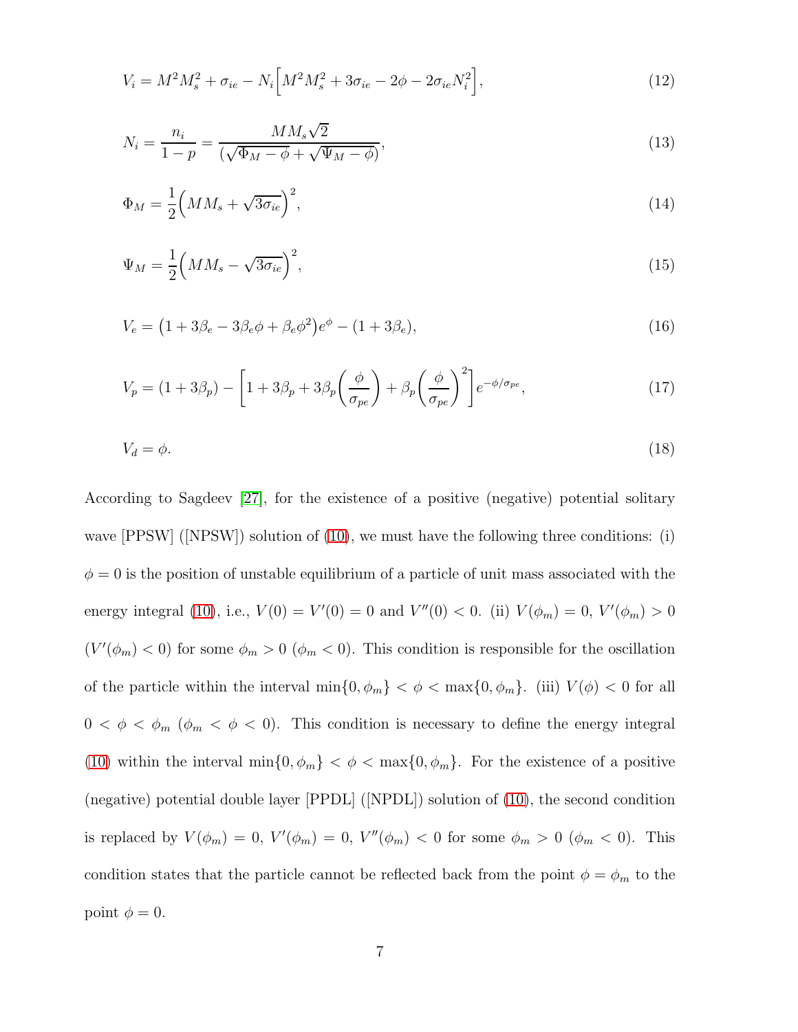$$V_i = M^2 M_s^2 + \sigma_{ie} - N_i \Big[ M^2 M_s^2 + 3\sigma_{ie} - 2\phi - 2\sigma_{ie} N_i^2 \Big], \tag{12}$$

$$N_i = \frac{n_i}{1-p} = \frac{M M_s \sqrt{2}}{(\sqrt{\Phi_M - \phi} + \sqrt{\Psi_M - \phi})}, \tag{13}$$

$$\Phi_M = \frac{1}{2}\Big( M M_s + \sqrt{3\sigma_{ie}} \Big)^2, \tag{14}$$

$$\Psi_M = \frac{1}{2}\Big( M M_s - \sqrt{3\sigma_{ie}} \Big)^2, \tag{15}$$

$$V_e = \big(1 + 3\beta_e - 3\beta_e \phi + \beta_e \phi^2\big) e^{\phi} - (1 + 3\beta_e), \tag{16}$$

$$V_p = (1 + 3\beta_p) - \Bigg[ 1 + 3\beta_p + 3\beta_p \bigg( \frac{\phi}{\sigma_{pe}} \bigg) + \beta_p \bigg( \frac{\phi}{\sigma_{pe}} \bigg)^2 \Bigg] e^{-\phi/\sigma_{pe}}, \tag{17}$$

$$V_d = \phi. \tag{18}$$

According to Sagdeev [27], for the existence of a positive (negative) potential solitary wave [PPSW] ([NPSW]) solution of (10), we must have the following three conditions: (i) $\phi = 0$ is the position of unstable equilibrium of a particle of unit mass associated with the energy integral (10), i.e., $V(0) = V'(0) = 0$ and $V''(0) < 0$. (ii) $V(\phi_m) = 0$, $V'(\phi_m) > 0$ ($V'(\phi_m) < 0$) for some $\phi_m > 0$ ($\phi_m < 0$). This condition is responsible for the oscillation of the particle within the interval $\min\{0, \phi_m\} < \phi < \max\{0, \phi_m\}$. (iii) $V(\phi) < 0$ for all $0 < \phi < \phi_m$ ($\phi_m < \phi < 0$). This condition is necessary to define the energy integral (10) within the interval $\min\{0, \phi_m\} < \phi < \max\{0, \phi_m\}$. For the existence of a positive (negative) potential double layer [PPDL] ([NPDL]) solution of (10), the second condition is replaced by $V(\phi_m) = 0$, $V'(\phi_m) = 0$, $V''(\phi_m) < 0$ for some $\phi_m > 0$ ($\phi_m < 0$). This condition states that the particle cannot be reflected back from the point $\phi = \phi_m$ to the point $\phi = 0$.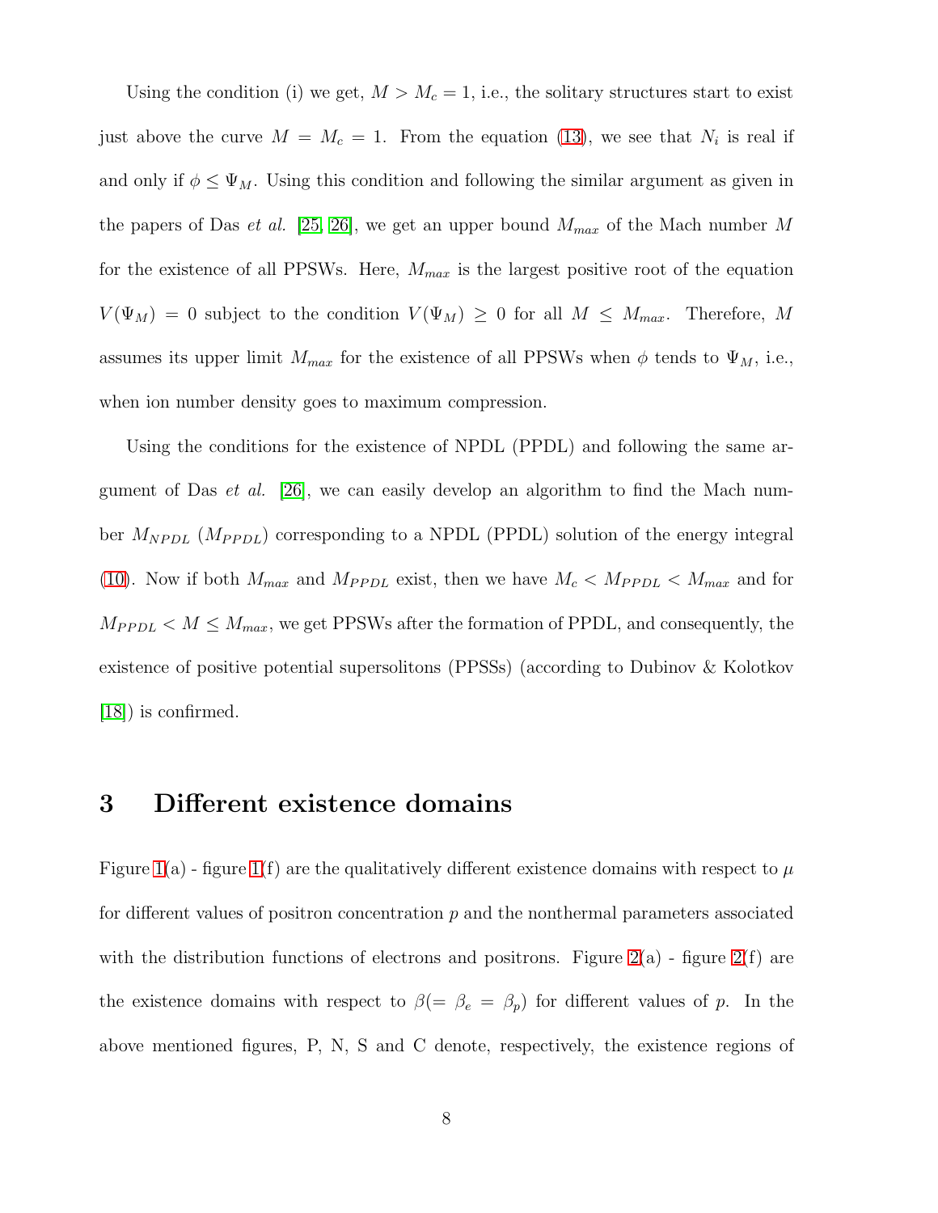Using the condition (i) we get, $M > M_c = 1$, i.e., the solitary structures start to exist just above the curve $M = M_c = 1$. From the equation (13), we see that $N_i$ is real if and only if $\phi \leq \Psi_M$. Using this condition and following the similar argument as given in the papers of Das *et al.* [25, 26], we get an upper bound $M_{max}$ of the Mach number $M$ for the existence of all PPSWs. Here, $M_{max}$ is the largest positive root of the equation $V(\Psi_M) = 0$ subject to the condition $V(\Psi_M) \geq 0$ for all $M \leq M_{max}$. Therefore, $M$ assumes its upper limit $M_{max}$ for the existence of all PPSWs when $\phi$ tends to $\Psi_M$, i.e., when ion number density goes to maximum compression.

Using the conditions for the existence of NPDL (PPDL) and following the same argument of Das *et al.* [26], we can easily develop an algorithm to find the Mach number $M_{NPDL}$ ($M_{PPDL}$) corresponding to a NPDL (PPDL) solution of the energy integral (10). Now if both $M_{max}$ and $M_{PPDL}$ exist, then we have $M_c < M_{PPDL} < M_{max}$ and for $M_{PPDL} < M \leq M_{max}$, we get PPSWs after the formation of PPDL, and consequently, the existence of positive potential supersolitons (PPSSs) (according to Dubinov & Kolotkov [18]) is confirmed.

## 3 Different existence domains

Figure 1(a) - figure 1(f) are the qualitatively different existence domains with respect to $\mu$ for different values of positron concentration $p$ and the nonthermal parameters associated with the distribution functions of electrons and positrons. Figure 2(a) - figure 2(f) are the existence domains with respect to $\beta (= \beta_e = \beta_p)$ for different values of $p$. In the above mentioned figures, P, N, S and C denote, respectively, the existence regions of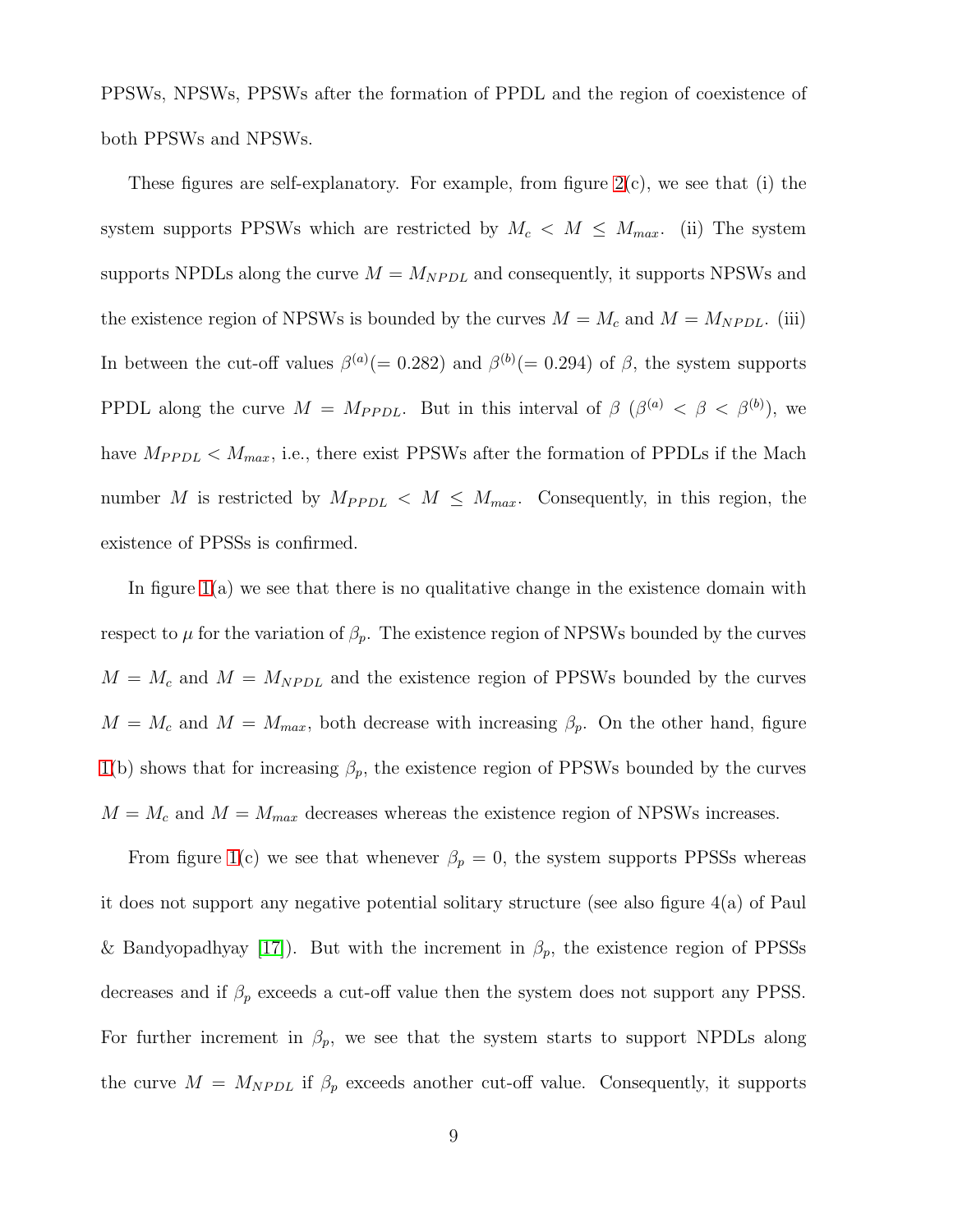PPSWs, NPSWs, PPSWs after the formation of PPDL and the region of coexistence of both PPSWs and NPSWs.

These figures are self-explanatory. For example, from figure 2(c), we see that (i) the system supports PPSWs which are restricted by $M_c < M \leq M_{max}$. (ii) The system supports NPDLs along the curve $M = M_{NPDL}$ and consequently, it supports NPSWs and the existence region of NPSWs is bounded by the curves $M = M_c$ and $M = M_{NPDL}$. (iii) In between the cut-off values $\beta^{(a)}(= 0.282)$ and $\beta^{(b)}(= 0.294)$ of $\beta$, the system supports PPDL along the curve $M = M_{PPDL}$. But in this interval of $\beta$ ($\beta^{(a)} < \beta < \beta^{(b)}$), we have $M_{PPDL} < M_{max}$, i.e., there exist PPSWs after the formation of PPDLs if the Mach number $M$ is restricted by $M_{PPDL} < M \leq M_{max}$. Consequently, in this region, the existence of PPSSs is confirmed.

In figure 1(a) we see that there is no qualitative change in the existence domain with respect to $\mu$ for the variation of $\beta_p$. The existence region of NPSWs bounded by the curves $M = M_c$ and $M = M_{NPDL}$ and the existence region of PPSWs bounded by the curves $M = M_c$ and $M = M_{max}$, both decrease with increasing $\beta_p$. On the other hand, figure 1(b) shows that for increasing $\beta_p$, the existence region of PPSWs bounded by the curves $M = M_c$ and $M = M_{max}$ decreases whereas the existence region of NPSWs increases.

From figure 1(c) we see that whenever $\beta_p = 0$, the system supports PPSSs whereas it does not support any negative potential solitary structure (see also figure 4(a) of Paul & Bandyopadhyay [17]). But with the increment in $\beta_p$, the existence region of PPSSs decreases and if $\beta_p$ exceeds a cut-off value then the system does not support any PPSS. For further increment in $\beta_p$, we see that the system starts to support NPDLs along the curve $M = M_{NPDL}$ if $\beta_p$ exceeds another cut-off value. Consequently, it supports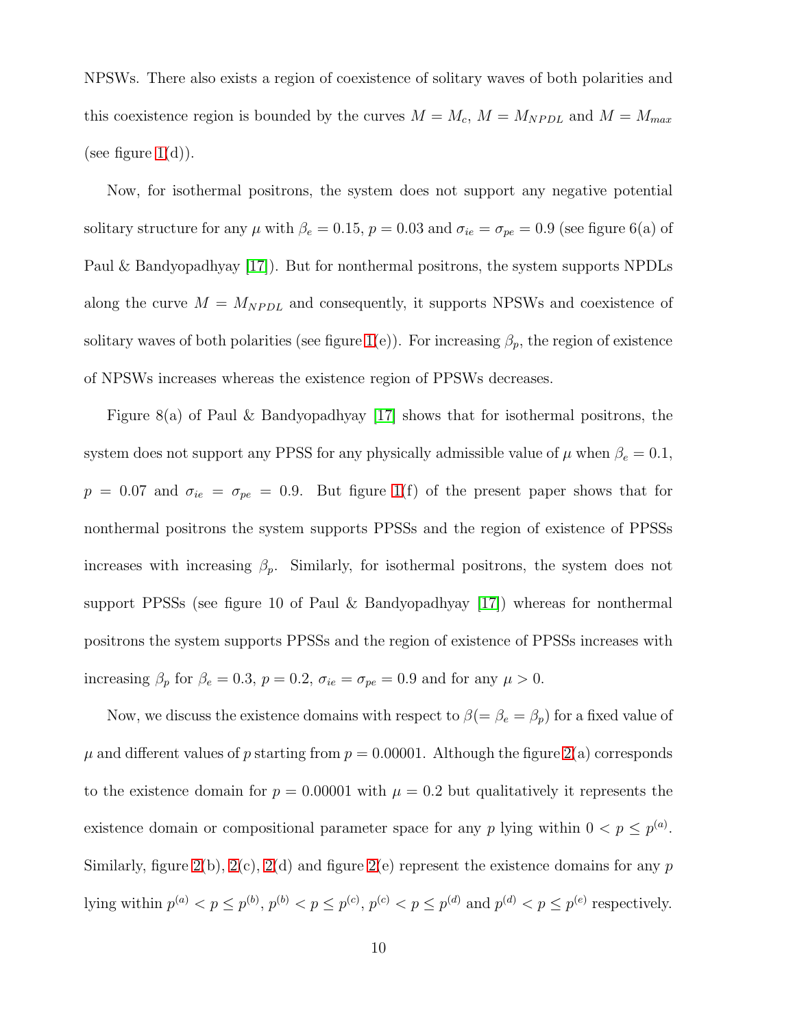NPSWs. There also exists a region of coexistence of solitary waves of both polarities and this coexistence region is bounded by the curves $M = M_c$, $M = M_{NPDL}$ and $M = M_{max}$ (see figure 1(d)).

Now, for isothermal positrons, the system does not support any negative potential solitary structure for any $\mu$ with $\beta_e = 0.15$, $p = 0.03$ and $\sigma_{ie} = \sigma_{pe} = 0.9$ (see figure 6(a) of Paul & Bandyopadhyay [17]). But for nonthermal positrons, the system supports NPDLs along the curve $M = M_{NPDL}$ and consequently, it supports NPSWs and coexistence of solitary waves of both polarities (see figure 1(e)). For increasing $\beta_p$, the region of existence of NPSWs increases whereas the existence region of PPSWs decreases.

Figure 8(a) of Paul & Bandyopadhyay [17] shows that for isothermal positrons, the system does not support any PPSS for any physically admissible value of $\mu$ when $\beta_e = 0.1$, $p = 0.07$ and $\sigma_{ie} = \sigma_{pe} = 0.9$. But figure 1(f) of the present paper shows that for nonthermal positrons the system supports PPSSs and the region of existence of PPSSs increases with increasing $\beta_p$. Similarly, for isothermal positrons, the system does not support PPSSs (see figure 10 of Paul & Bandyopadhyay [17]) whereas for nonthermal positrons the system supports PPSSs and the region of existence of PPSSs increases with increasing $\beta_p$ for $\beta_e = 0.3$, $p = 0.2$, $\sigma_{ie} = \sigma_{pe} = 0.9$ and for any $\mu > 0$.

Now, we discuss the existence domains with respect to $\beta(= \beta_e = \beta_p)$ for a fixed value of $\mu$ and different values of $p$ starting from $p = 0.00001$. Although the figure 2(a) corresponds to the existence domain for $p = 0.00001$ with $\mu = 0.2$ but qualitatively it represents the existence domain or compositional parameter space for any $p$ lying within $0 < p \leq p^{(a)}$. Similarly, figure 2(b), 2(c), 2(d) and figure 2(e) represent the existence domains for any $p$ lying within $p^{(a)} < p \leq p^{(b)}$, $p^{(b)} < p \leq p^{(c)}$, $p^{(c)} < p \leq p^{(d)}$ and $p^{(d)} < p \leq p^{(e)}$ respectively.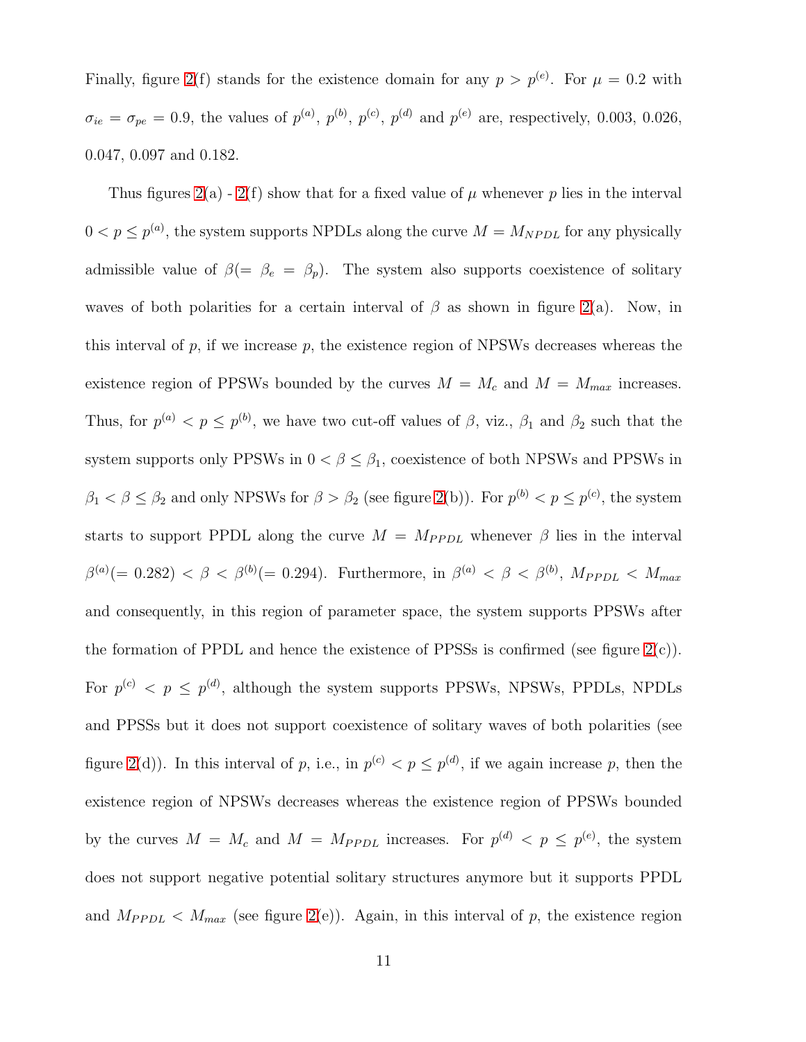Finally, figure 2(f) stands for the existence domain for any $p > p^{(e)}$. For $\mu = 0.2$ with $\sigma_{ie} = \sigma_{pe} = 0.9$, the values of $p^{(a)}$, $p^{(b)}$, $p^{(c)}$, $p^{(d)}$ and $p^{(e)}$ are, respectively, 0.003, 0.026, 0.047, 0.097 and 0.182.

Thus figures 2(a) - 2(f) show that for a fixed value of $\mu$ whenever $p$ lies in the interval $0 < p \leq p^{(a)}$, the system supports NPDLs along the curve $M = M_{NPDL}$ for any physically admissible value of $\beta (= \beta_e = \beta_p)$. The system also supports coexistence of solitary waves of both polarities for a certain interval of $\beta$ as shown in figure 2(a). Now, in this interval of $p$, if we increase $p$, the existence region of NPSWs decreases whereas the existence region of PPSWs bounded by the curves $M = M_c$ and $M = M_{max}$ increases. Thus, for $p^{(a)} < p \leq p^{(b)}$, we have two cut-off values of $\beta$, viz., $\beta_1$ and $\beta_2$ such that the system supports only PPSWs in $0 < \beta \leq \beta_1$, coexistence of both NPSWs and PPSWs in $\beta_1 < \beta \leq \beta_2$ and only NPSWs for $\beta > \beta_2$ (see figure 2(b)). For $p^{(b)} < p \leq p^{(c)}$, the system starts to support PPDL along the curve $M = M_{PPDL}$ whenever $\beta$ lies in the interval $\beta^{(a)}(= 0.282) < \beta < \beta^{(b)}(= 0.294)$. Furthermore, in $\beta^{(a)} < \beta < \beta^{(b)}$, $M_{PPDL} < M_{max}$ and consequently, in this region of parameter space, the system supports PPSWs after the formation of PPDL and hence the existence of PPSSs is confirmed (see figure 2(c)). For $p^{(c)} < p \leq p^{(d)}$, although the system supports PPSWs, NPSWs, PPDLs, NPDLs and PPSSs but it does not support coexistence of solitary waves of both polarities (see figure 2(d)). In this interval of $p$, i.e., in $p^{(c)} < p \leq p^{(d)}$, if we again increase $p$, then the existence region of NPSWs decreases whereas the existence region of PPSWs bounded by the curves $M = M_c$ and $M = M_{PPDL}$ increases. For $p^{(d)} < p \leq p^{(e)}$, the system does not support negative potential solitary structures anymore but it supports PPDL and $M_{PPDL} < M_{max}$ (see figure 2(e)). Again, in this interval of $p$, the existence region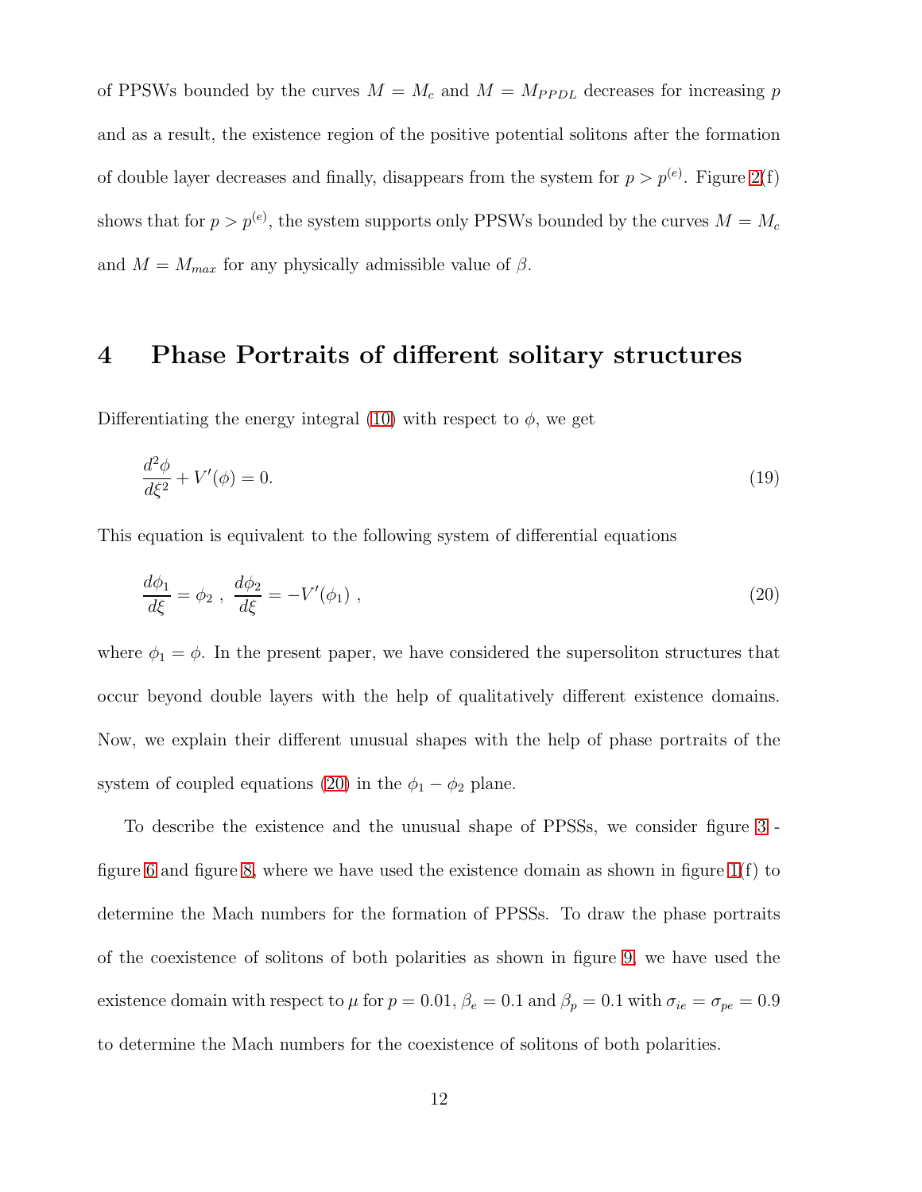of PPSWs bounded by the curves $M = M_c$ and $M = M_{PPDL}$ decreases for increasing $p$ and as a result, the existence region of the positive potential solitons after the formation of double layer decreases and finally, disappears from the system for $p > p^{(e)}$. Figure 2(f) shows that for $p > p^{(e)}$, the system supports only PPSWs bounded by the curves $M = M_c$ and $M = M_{max}$ for any physically admissible value of $\beta$.

# 4 Phase Portraits of different solitary structures

Differentiating the energy integral (10) with respect to $\phi$, we get

$$\frac{d^2\phi}{d\xi^2} + V'(\phi) = 0. \tag{19}$$

This equation is equivalent to the following system of differential equations

$$\frac{d\phi_1}{d\xi} = \phi_2 \ , \ \frac{d\phi_2}{d\xi} = -V'(\phi_1) \ , \tag{20}$$

where $\phi_1 = \phi$. In the present paper, we have considered the supersoliton structures that occur beyond double layers with the help of qualitatively different existence domains. Now, we explain their different unusual shapes with the help of phase portraits of the system of coupled equations (20) in the $\phi_1 - \phi_2$ plane.

To describe the existence and the unusual shape of PPSSs, we consider figure 3 - figure 6 and figure 8, where we have used the existence domain as shown in figure 1(f) to determine the Mach numbers for the formation of PPSSs. To draw the phase portraits of the coexistence of solitons of both polarities as shown in figure 9, we have used the existence domain with respect to $\mu$ for $p = 0.01$, $\beta_e = 0.1$ and $\beta_p = 0.1$ with $\sigma_{ie} = \sigma_{pe} = 0.9$ to determine the Mach numbers for the coexistence of solitons of both polarities.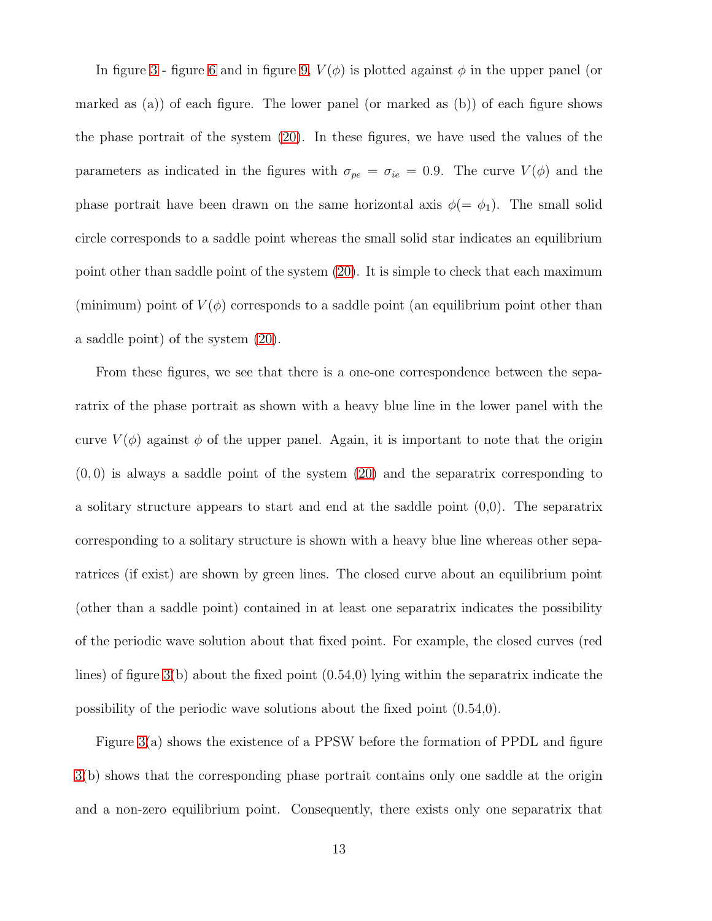In figure 3 - figure 6 and in figure 9, $V(\phi)$ is plotted against $\phi$ in the upper panel (or marked as (a)) of each figure. The lower panel (or marked as (b)) of each figure shows the phase portrait of the system (20). In these figures, we have used the values of the parameters as indicated in the figures with $\sigma_{pe} = \sigma_{ie} = 0.9$. The curve $V(\phi)$ and the phase portrait have been drawn on the same horizontal axis $\phi(= \phi_1)$. The small solid circle corresponds to a saddle point whereas the small solid star indicates an equilibrium point other than saddle point of the system (20). It is simple to check that each maximum (minimum) point of $V(\phi)$ corresponds to a saddle point (an equilibrium point other than a saddle point) of the system (20).

From these figures, we see that there is a one-one correspondence between the separatrix of the phase portrait as shown with a heavy blue line in the lower panel with the curve $V(\phi)$ against $\phi$ of the upper panel. Again, it is important to note that the origin $(0, 0)$ is always a saddle point of the system (20) and the separatrix corresponding to a solitary structure appears to start and end at the saddle point (0,0). The separatrix corresponding to a solitary structure is shown with a heavy blue line whereas other separatrices (if exist) are shown by green lines. The closed curve about an equilibrium point (other than a saddle point) contained in at least one separatrix indicates the possibility of the periodic wave solution about that fixed point. For example, the closed curves (red lines) of figure 3(b) about the fixed point (0.54,0) lying within the separatrix indicate the possibility of the periodic wave solutions about the fixed point (0.54,0).

Figure 3(a) shows the existence of a PPSW before the formation of PPDL and figure 3(b) shows that the corresponding phase portrait contains only one saddle at the origin and a non-zero equilibrium point. Consequently, there exists only one separatrix that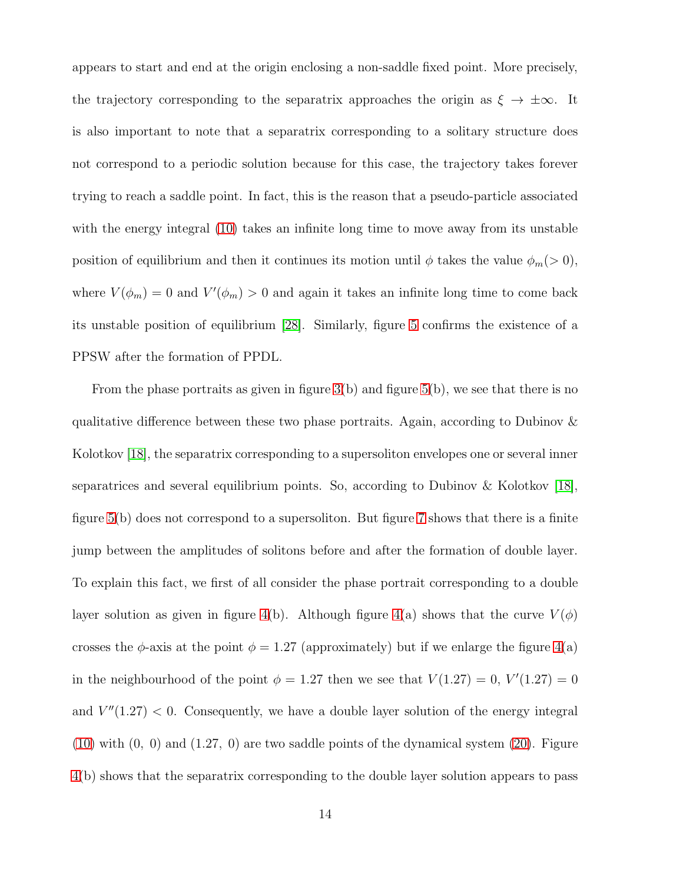appears to start and end at the origin enclosing a non-saddle fixed point. More precisely, the trajectory corresponding to the separatrix approaches the origin as $\xi \to \pm\infty$. It is also important to note that a separatrix corresponding to a solitary structure does not correspond to a periodic solution because for this case, the trajectory takes forever trying to reach a saddle point. In fact, this is the reason that a pseudo-particle associated with the energy integral (10) takes an infinite long time to move away from its unstable position of equilibrium and then it continues its motion until $\phi$ takes the value $\phi_m (> 0)$, where $V(\phi_m) = 0$ and $V'(\phi_m) > 0$ and again it takes an infinite long time to come back its unstable position of equilibrium [28]. Similarly, figure 5 confirms the existence of a PPSW after the formation of PPDL.

From the phase portraits as given in figure 3(b) and figure 5(b), we see that there is no qualitative difference between these two phase portraits. Again, according to Dubinov & Kolotkov [18], the separatrix corresponding to a supersoliton envelopes one or several inner separatrices and several equilibrium points. So, according to Dubinov & Kolotkov [18], figure 5(b) does not correspond to a supersoliton. But figure 7 shows that there is a finite jump between the amplitudes of solitons before and after the formation of double layer. To explain this fact, we first of all consider the phase portrait corresponding to a double layer solution as given in figure 4(b). Although figure 4(a) shows that the curve $V(\phi)$ crosses the $\phi$-axis at the point $\phi = 1.27$ (approximately) but if we enlarge the figure 4(a) in the neighbourhood of the point $\phi = 1.27$ then we see that $V(1.27) = 0$, $V'(1.27) = 0$ and $V''(1.27) < 0$. Consequently, we have a double layer solution of the energy integral (10) with $(0,\ 0)$ and $(1.27,\ 0)$ are two saddle points of the dynamical system (20). Figure 4(b) shows that the separatrix corresponding to the double layer solution appears to pass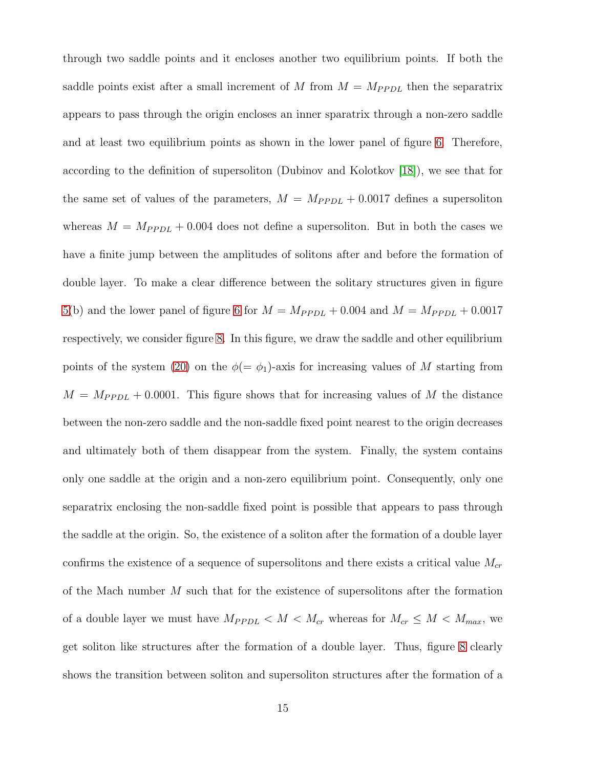through two saddle points and it encloses another two equilibrium points. If both the saddle points exist after a small increment of $M$ from $M = M_{PPDL}$ then the separatrix appears to pass through the origin encloses an inner sparatrix through a non-zero saddle and at least two equilibrium points as shown in the lower panel of figure 6. Therefore, according to the definition of supersoliton (Dubinov and Kolotkov [18]), we see that for the same set of values of the parameters, $M = M_{PPDL} + 0.0017$ defines a supersoliton whereas $M = M_{PPDL} + 0.004$ does not define a supersoliton. But in both the cases we have a finite jump between the amplitudes of solitons after and before the formation of double layer. To make a clear difference between the solitary structures given in figure 5(b) and the lower panel of figure 6 for $M = M_{PPDL} + 0.004$ and $M = M_{PPDL} + 0.0017$ respectively, we consider figure 8. In this figure, we draw the saddle and other equilibrium points of the system (20) on the $\phi(= \phi_1)$-axis for increasing values of $M$ starting from $M = M_{PPDL} + 0.0001$. This figure shows that for increasing values of $M$ the distance between the non-zero saddle and the non-saddle fixed point nearest to the origin decreases and ultimately both of them disappear from the system. Finally, the system contains only one saddle at the origin and a non-zero equilibrium point. Consequently, only one separatrix enclosing the non-saddle fixed point is possible that appears to pass through the saddle at the origin. So, the existence of a soliton after the formation of a double layer confirms the existence of a sequence of supersolitons and there exists a critical value $M_{cr}$ of the Mach number $M$ such that for the existence of supersolitons after the formation of a double layer we must have $M_{PPDL} < M < M_{cr}$ whereas for $M_{cr} \leq M < M_{max}$, we get soliton like structures after the formation of a double layer. Thus, figure 8 clearly shows the transition between soliton and supersoliton structures after the formation of a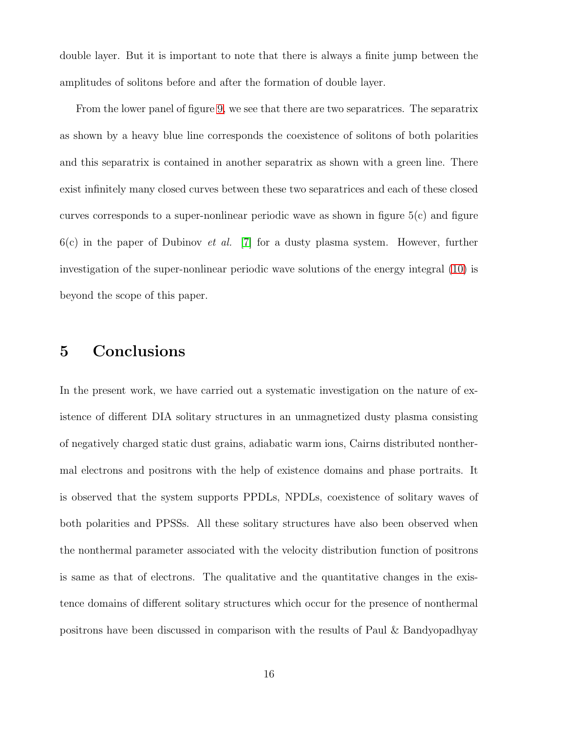double layer. But it is important to note that there is always a finite jump between the amplitudes of solitons before and after the formation of double layer.

From the lower panel of figure 9, we see that there are two separatrices. The separatrix as shown by a heavy blue line corresponds the coexistence of solitons of both polarities and this separatrix is contained in another separatrix as shown with a green line. There exist infinitely many closed curves between these two separatrices and each of these closed curves corresponds to a super-nonlinear periodic wave as shown in figure 5(c) and figure 6(c) in the paper of Dubinov *et al.* [7] for a dusty plasma system. However, further investigation of the super-nonlinear periodic wave solutions of the energy integral (10) is beyond the scope of this paper.

## 5 Conclusions

In the present work, we have carried out a systematic investigation on the nature of existence of different DIA solitary structures in an unmagnetized dusty plasma consisting of negatively charged static dust grains, adiabatic warm ions, Cairns distributed nonthermal electrons and positrons with the help of existence domains and phase portraits. It is observed that the system supports PPDLs, NPDLs, coexistence of solitary waves of both polarities and PPSSs. All these solitary structures have also been observed when the nonthermal parameter associated with the velocity distribution function of positrons is same as that of electrons. The qualitative and the quantitative changes in the existence domains of different solitary structures which occur for the presence of nonthermal positrons have been discussed in comparison with the results of Paul & Bandyopadhyay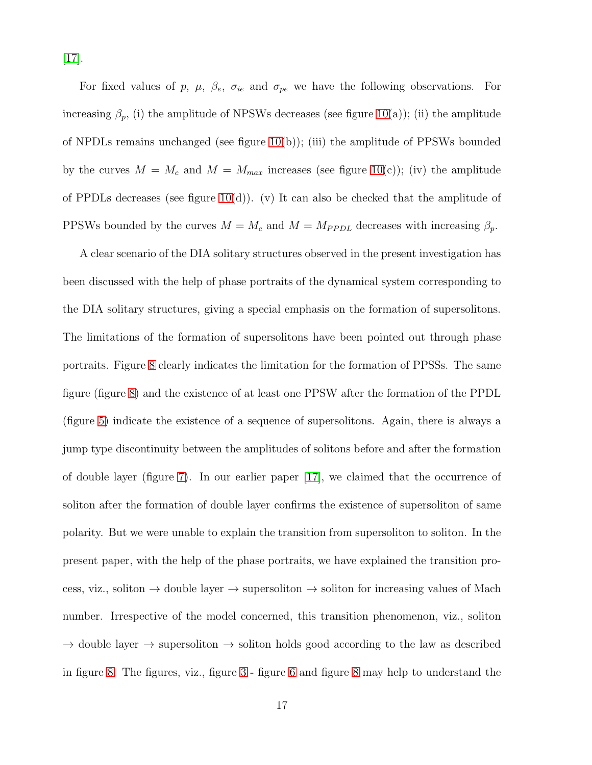[17].

For fixed values of $p$, $\mu$, $\beta_e$, $\sigma_{ie}$ and $\sigma_{pe}$ we have the following observations. For increasing $\beta_p$, (i) the amplitude of NPSWs decreases (see figure 10(a)); (ii) the amplitude of NPDLs remains unchanged (see figure 10(b)); (iii) the amplitude of PPSWs bounded by the curves $M = M_c$ and $M = M_{max}$ increases (see figure 10(c)); (iv) the amplitude of PPDLs decreases (see figure 10(d)). (v) It can also be checked that the amplitude of PPSWs bounded by the curves $M = M_c$ and $M = M_{PPDL}$ decreases with increasing $\beta_p$.

A clear scenario of the DIA solitary structures observed in the present investigation has been discussed with the help of phase portraits of the dynamical system corresponding to the DIA solitary structures, giving a special emphasis on the formation of supersolitons. The limitations of the formation of supersolitons have been pointed out through phase portraits. Figure 8 clearly indicates the limitation for the formation of PPSSs. The same figure (figure 8) and the existence of at least one PPSW after the formation of the PPDL (figure 5) indicate the existence of a sequence of supersolitons. Again, there is always a jump type discontinuity between the amplitudes of solitons before and after the formation of double layer (figure 7). In our earlier paper [17], we claimed that the occurrence of soliton after the formation of double layer confirms the existence of supersoliton of same polarity. But we were unable to explain the transition from supersoliton to soliton. In the present paper, with the help of the phase portraits, we have explained the transition process, viz., soliton $\rightarrow$ double layer $\rightarrow$ supersoliton $\rightarrow$ soliton for increasing values of Mach number. Irrespective of the model concerned, this transition phenomenon, viz., soliton $\rightarrow$ double layer $\rightarrow$ supersoliton $\rightarrow$ soliton holds good according to the law as described in figure 8. The figures, viz., figure 3 - figure 6 and figure 8 may help to understand the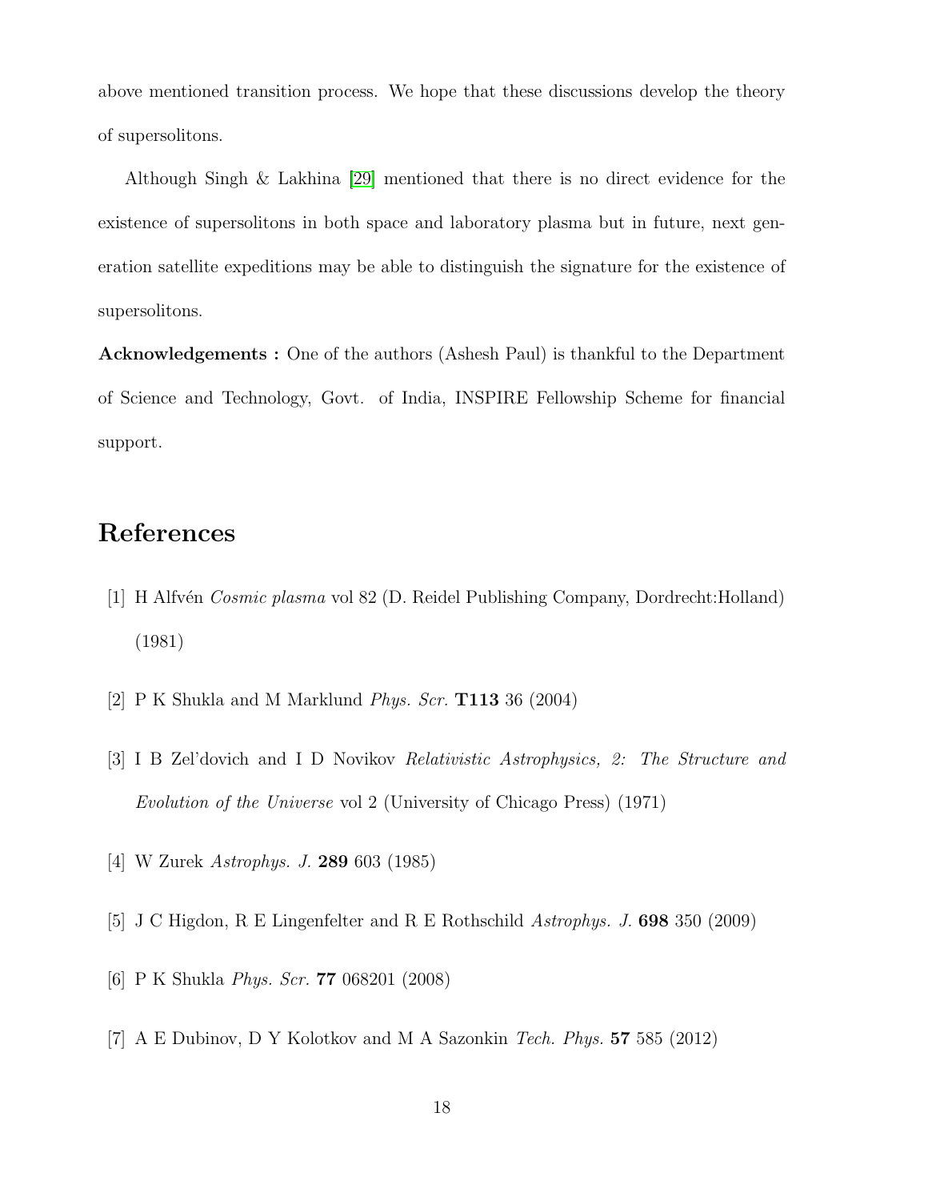above mentioned transition process. We hope that these discussions develop the theory of supersolitons.

Although Singh & Lakhina [29] mentioned that there is no direct evidence for the existence of supersolitons in both space and laboratory plasma but in future, next generation satellite expeditions may be able to distinguish the signature for the existence of supersolitons.

**Acknowledgements :** One of the authors (Ashesh Paul) is thankful to the Department of Science and Technology, Govt. of India, INSPIRE Fellowship Scheme for financial support.

# References

[1] H Alfvén *Cosmic plasma* vol 82 (D. Reidel Publishing Company, Dordrecht:Holland) (1981)

[2] P K Shukla and M Marklund *Phys. Scr.* **T113** 36 (2004)

[3] I B Zel'dovich and I D Novikov *Relativistic Astrophysics, 2: The Structure and Evolution of the Universe* vol 2 (University of Chicago Press) (1971)

[4] W Zurek *Astrophys. J.* **289** 603 (1985)

[5] J C Higdon, R E Lingenfelter and R E Rothschild *Astrophys. J.* **698** 350 (2009)

[6] P K Shukla *Phys. Scr.* **77** 068201 (2008)

[7] A E Dubinov, D Y Kolotkov and M A Sazonkin *Tech. Phys.* **57** 585 (2012)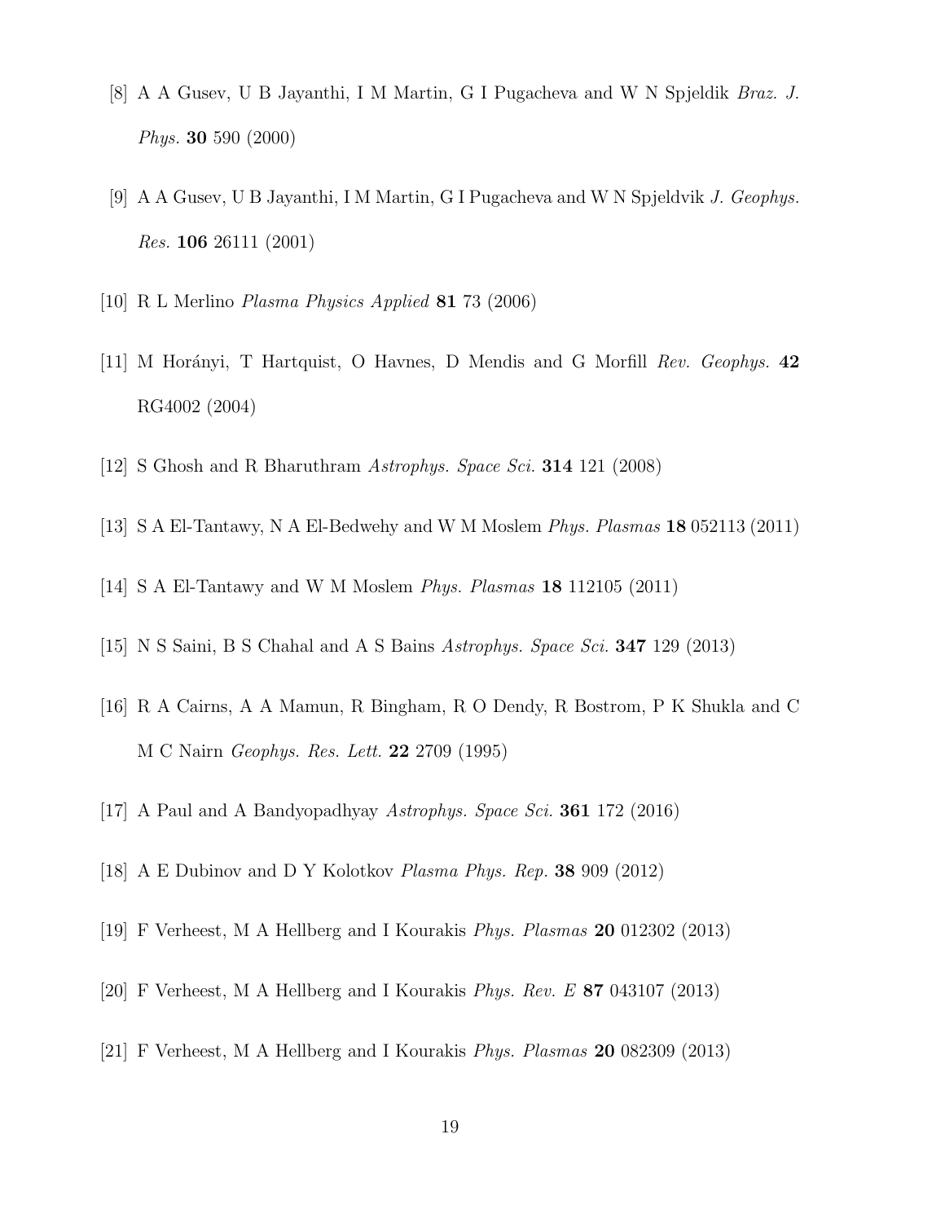[8] A A Gusev, U B Jayanthi, I M Martin, G I Pugacheva and W N Spjeldik *Braz. J. Phys.* **30** 590 (2000)

[9] A A Gusev, U B Jayanthi, I M Martin, G I Pugacheva and W N Spjeldvik *J. Geophys. Res.* **106** 26111 (2001)

[10] R L Merlino *Plasma Physics Applied* **81** 73 (2006)

[11] M Horányi, T Hartquist, O Havnes, D Mendis and G Morfill *Rev. Geophys.* **42** RG4002 (2004)

[12] S Ghosh and R Bharuthram *Astrophys. Space Sci.* **314** 121 (2008)

[13] S A El-Tantawy, N A El-Bedwehy and W M Moslem *Phys. Plasmas* **18** 052113 (2011)

[14] S A El-Tantawy and W M Moslem *Phys. Plasmas* **18** 112105 (2011)

[15] N S Saini, B S Chahal and A S Bains *Astrophys. Space Sci.* **347** 129 (2013)

[16] R A Cairns, A A Mamun, R Bingham, R O Dendy, R Bostrom, P K Shukla and C M C Nairn *Geophys. Res. Lett.* **22** 2709 (1995)

[17] A Paul and A Bandyopadhyay *Astrophys. Space Sci.* **361** 172 (2016)

[18] A E Dubinov and D Y Kolotkov *Plasma Phys. Rep.* **38** 909 (2012)

[19] F Verheest, M A Hellberg and I Kourakis *Phys. Plasmas* **20** 012302 (2013)

[20] F Verheest, M A Hellberg and I Kourakis *Phys. Rev. E* **87** 043107 (2013)

[21] F Verheest, M A Hellberg and I Kourakis *Phys. Plasmas* **20** 082309 (2013)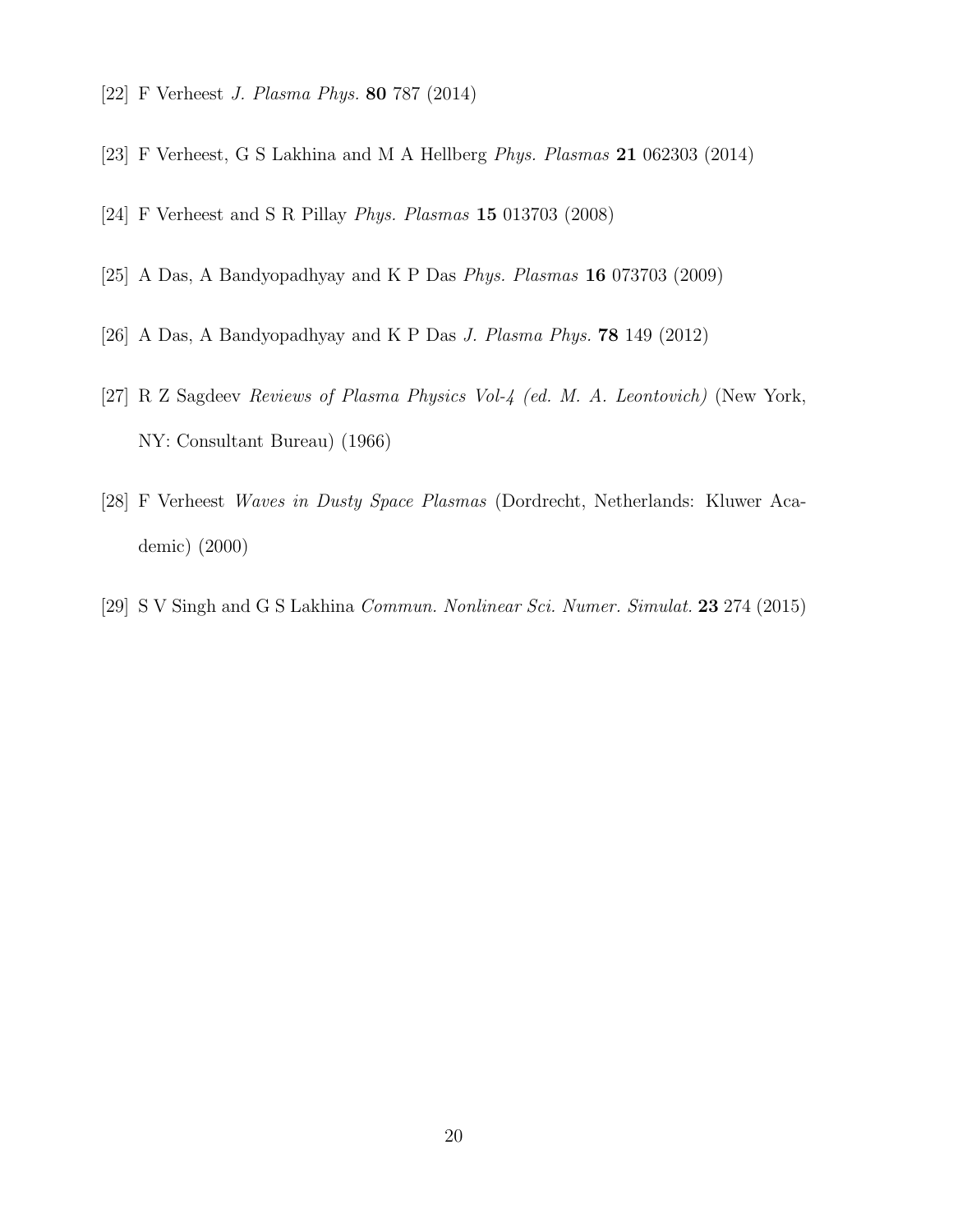[22] F Verheest *J. Plasma Phys.* **80** 787 (2014)

[23] F Verheest, G S Lakhina and M A Hellberg *Phys. Plasmas* **21** 062303 (2014)

[24] F Verheest and S R Pillay *Phys. Plasmas* **15** 013703 (2008)

[25] A Das, A Bandyopadhyay and K P Das *Phys. Plasmas* **16** 073703 (2009)

[26] A Das, A Bandyopadhyay and K P Das *J. Plasma Phys.* **78** 149 (2012)

[27] R Z Sagdeev *Reviews of Plasma Physics Vol-4 (ed. M. A. Leontovich)* (New York, NY: Consultant Bureau) (1966)

[28] F Verheest *Waves in Dusty Space Plasmas* (Dordrecht, Netherlands: Kluwer Academic) (2000)

[29] S V Singh and G S Lakhina *Commun. Nonlinear Sci. Numer. Simulat.* **23** 274 (2015)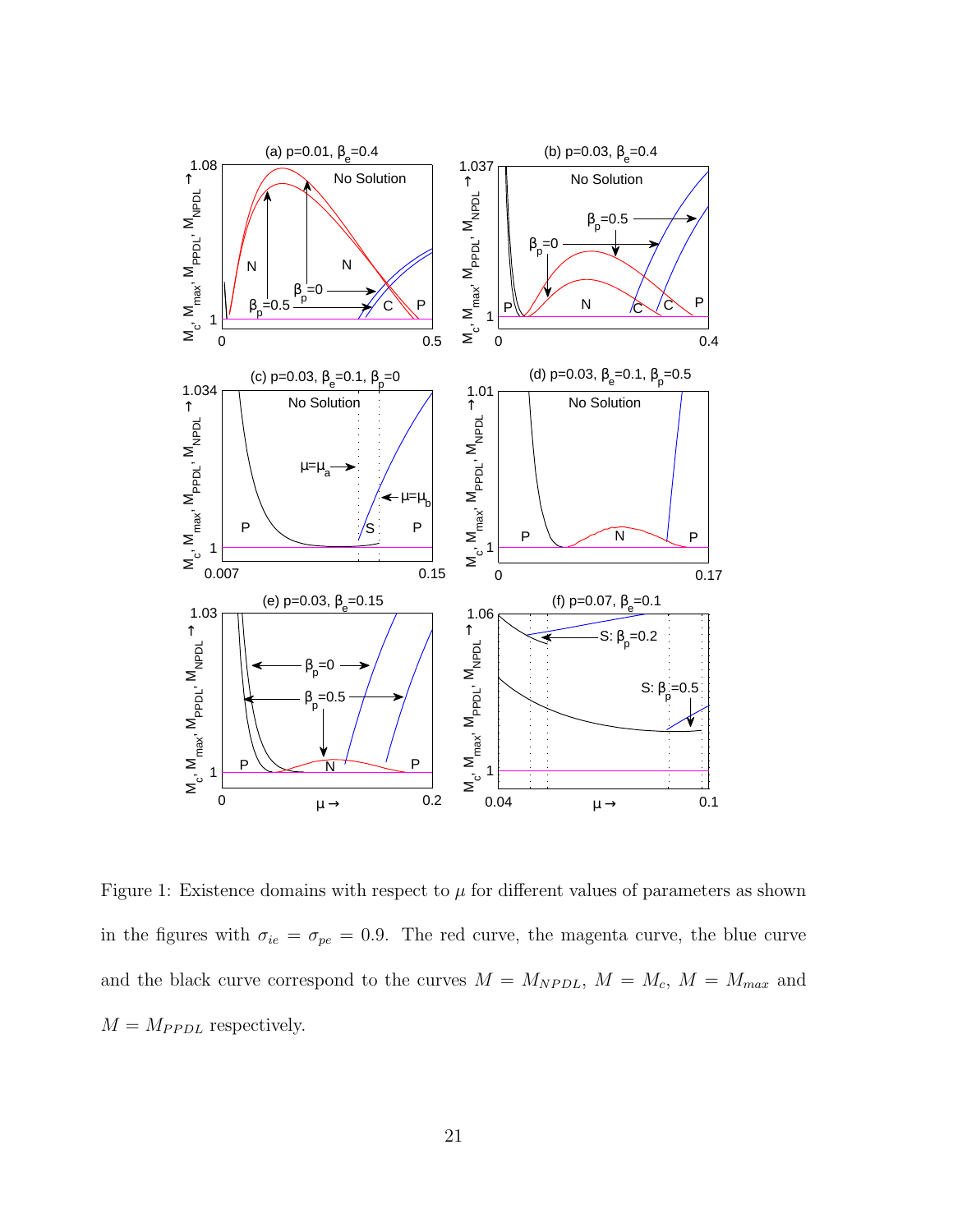Figure 1: Existence domains with respect to $\mu$ for different values of parameters as shown in the figures with $\sigma_{ie} = \sigma_{pe} = 0.9$. The red curve, the magenta curve, the blue curve and the black curve correspond to the curves $M = M_{NPDL}$, $M = M_c$, $M = M_{max}$ and $M = M_{PPDL}$ respectively.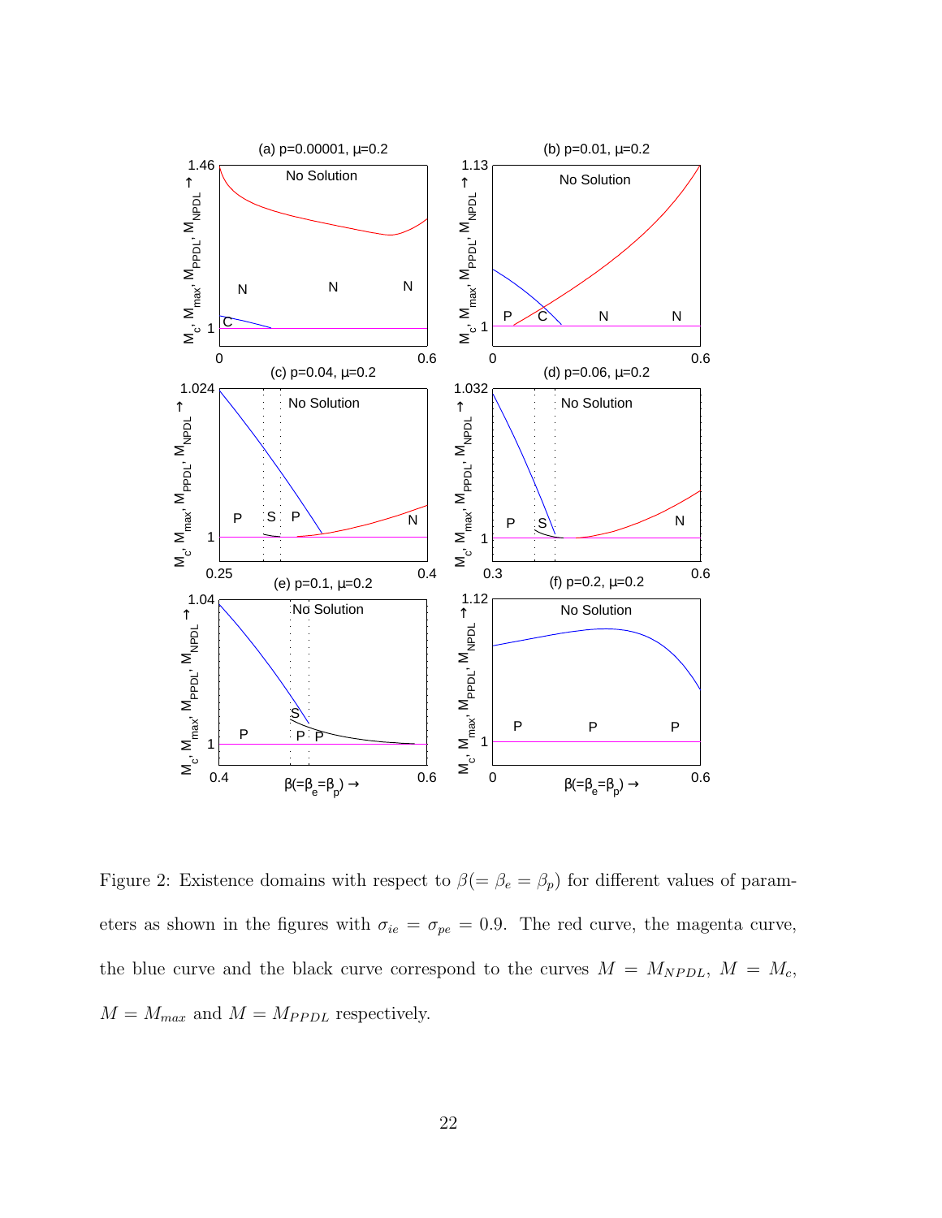Figure 2: Existence domains with respect to $\beta(=\beta_e=\beta_p)$ for different values of parameters as shown in the figures with $\sigma_{ie}=\sigma_{pe}=0.9$. The red curve, the magenta curve, the blue curve and the black curve correspond to the curves $M=M_{NPDL}$, $M=M_c$, $M=M_{max}$ and $M=M_{PPDL}$ respectively.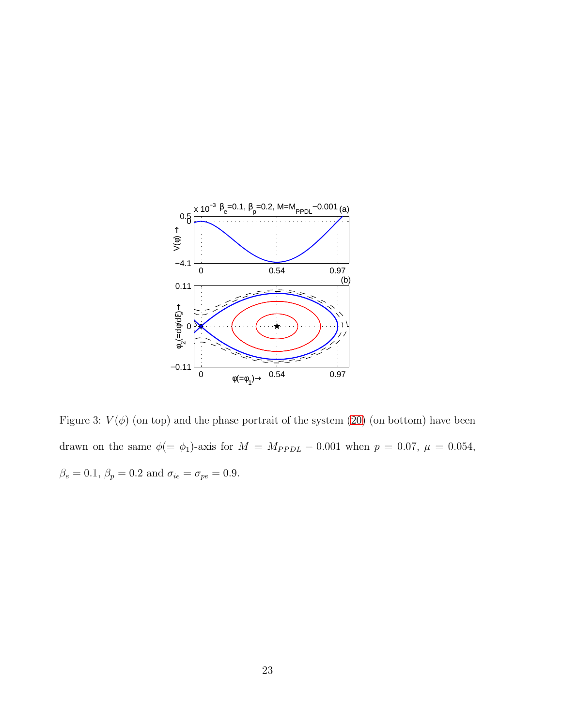Figure 3: $V(\phi)$ (on top) and the phase portrait of the system (20) (on bottom) have been drawn on the same $\phi(=\phi_1)$-axis for $M = M_{PPDL} - 0.001$ when $p = 0.07$, $\mu = 0.054$, $\beta_e = 0.1$, $\beta_p = 0.2$ and $\sigma_{ie} = \sigma_{pe} = 0.9$.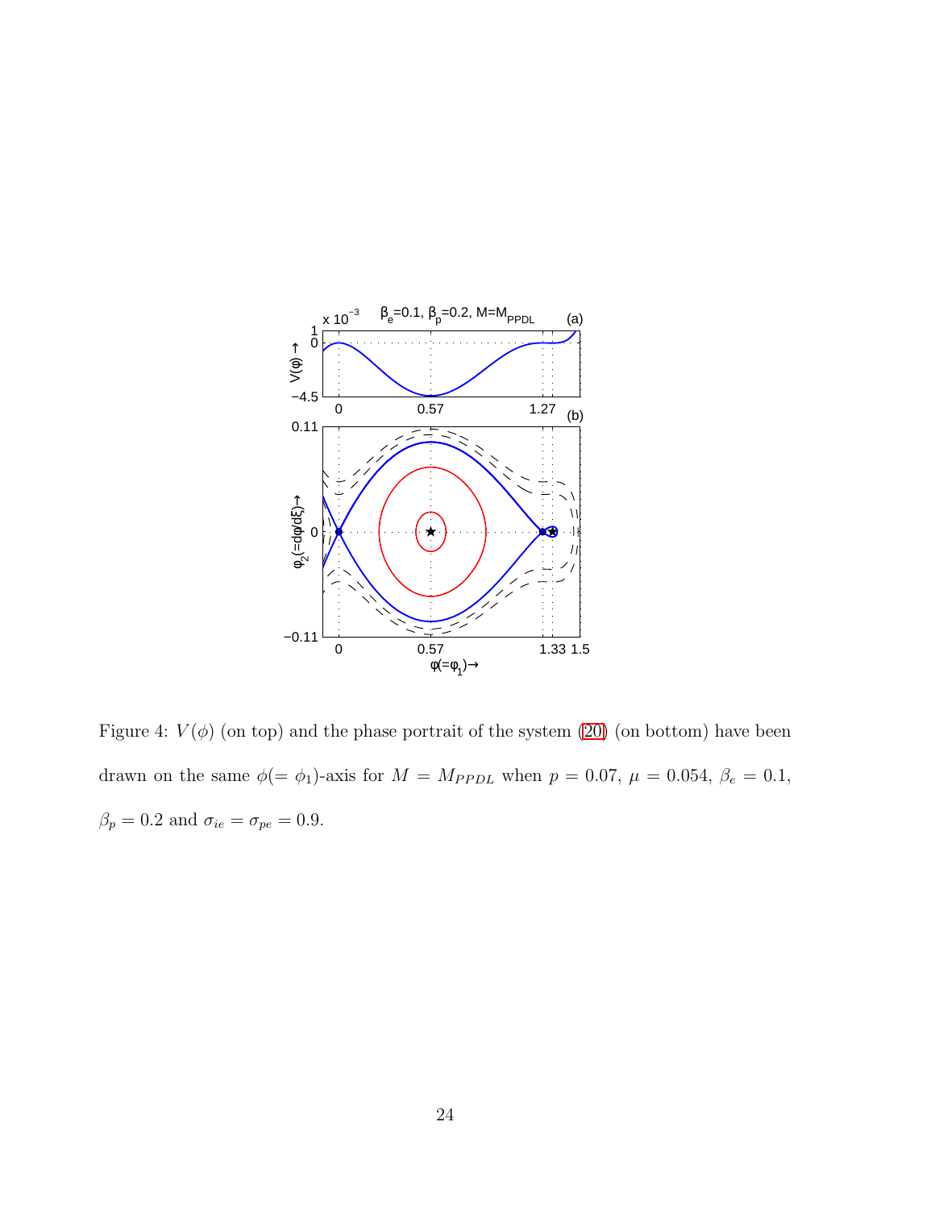Figure 4: $V(\phi)$ (on top) and the phase portrait of the system (20) (on bottom) have been drawn on the same $\phi(=\phi_1)$-axis for $M = M_{PPDL}$ when $p = 0.07$, $\mu = 0.054$, $\beta_e = 0.1$, $\beta_p = 0.2$ and $\sigma_{ie} = \sigma_{pe} = 0.9$.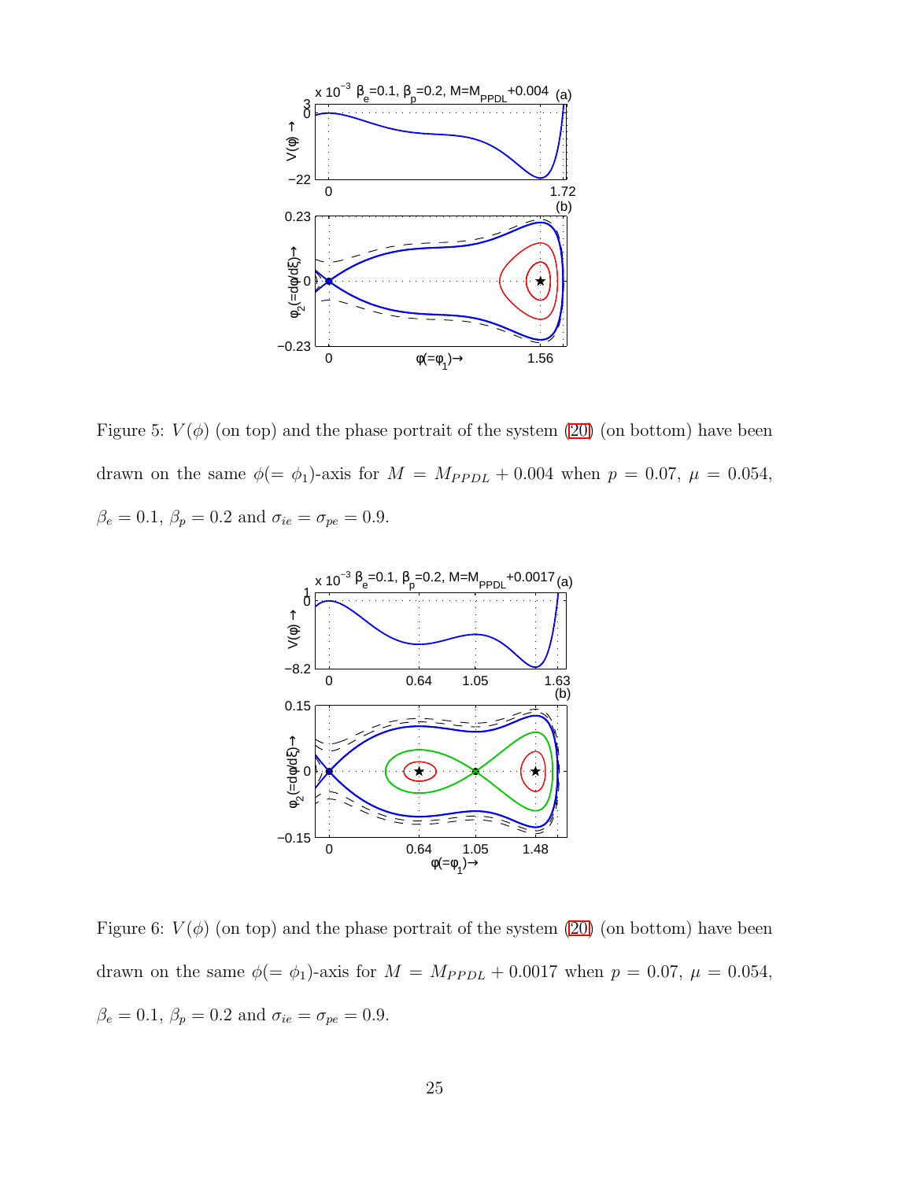Figure 5: $V(\phi)$ (on top) and the phase portrait of the system (20) (on bottom) have been drawn on the same $\phi(=\phi_1)$-axis for $M = M_{PPDL} + 0.004$ when $p = 0.07$, $\mu = 0.054$, $\beta_e = 0.1$, $\beta_p = 0.2$ and $\sigma_{ie} = \sigma_{pe} = 0.9$.

Figure 6: $V(\phi)$ (on top) and the phase portrait of the system (20) (on bottom) have been drawn on the same $\phi(=\phi_1)$-axis for $M = M_{PPDL} + 0.0017$ when $p = 0.07$, $\mu = 0.054$, $\beta_e = 0.1$, $\beta_p = 0.2$ and $\sigma_{ie} = \sigma_{pe} = 0.9$.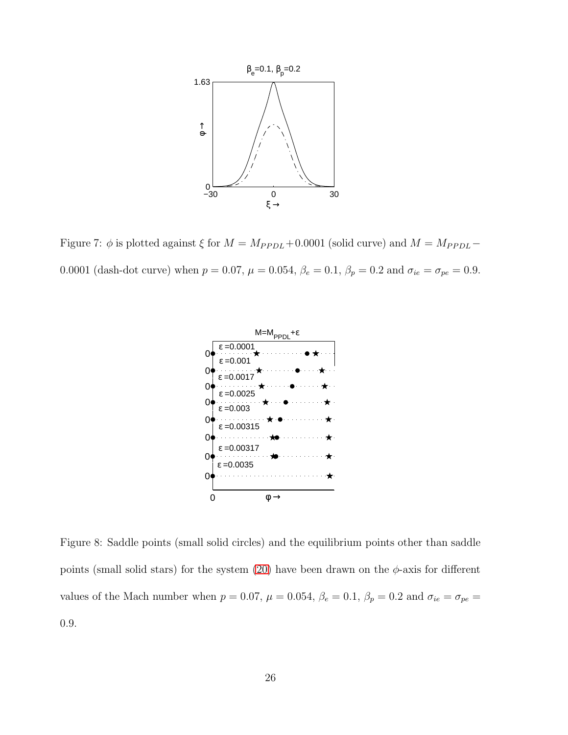Figure 7: $\phi$ is plotted against $\xi$ for $M = M_{PPDL}+0.0001$ (solid curve) and $M = M_{PPDL}-0.0001$ (dash-dot curve) when $p = 0.07$, $\mu = 0.054$, $\beta_e = 0.1$, $\beta_p = 0.2$ and $\sigma_{ie} = \sigma_{pe} = 0.9$.

Figure 8: Saddle points (small solid circles) and the equilibrium points other than saddle points (small solid stars) for the system (20) have been drawn on the $\phi$-axis for different values of the Mach number when $p = 0.07$, $\mu = 0.054$, $\beta_e = 0.1$, $\beta_p = 0.2$ and $\sigma_{ie} = \sigma_{pe} = 0.9$.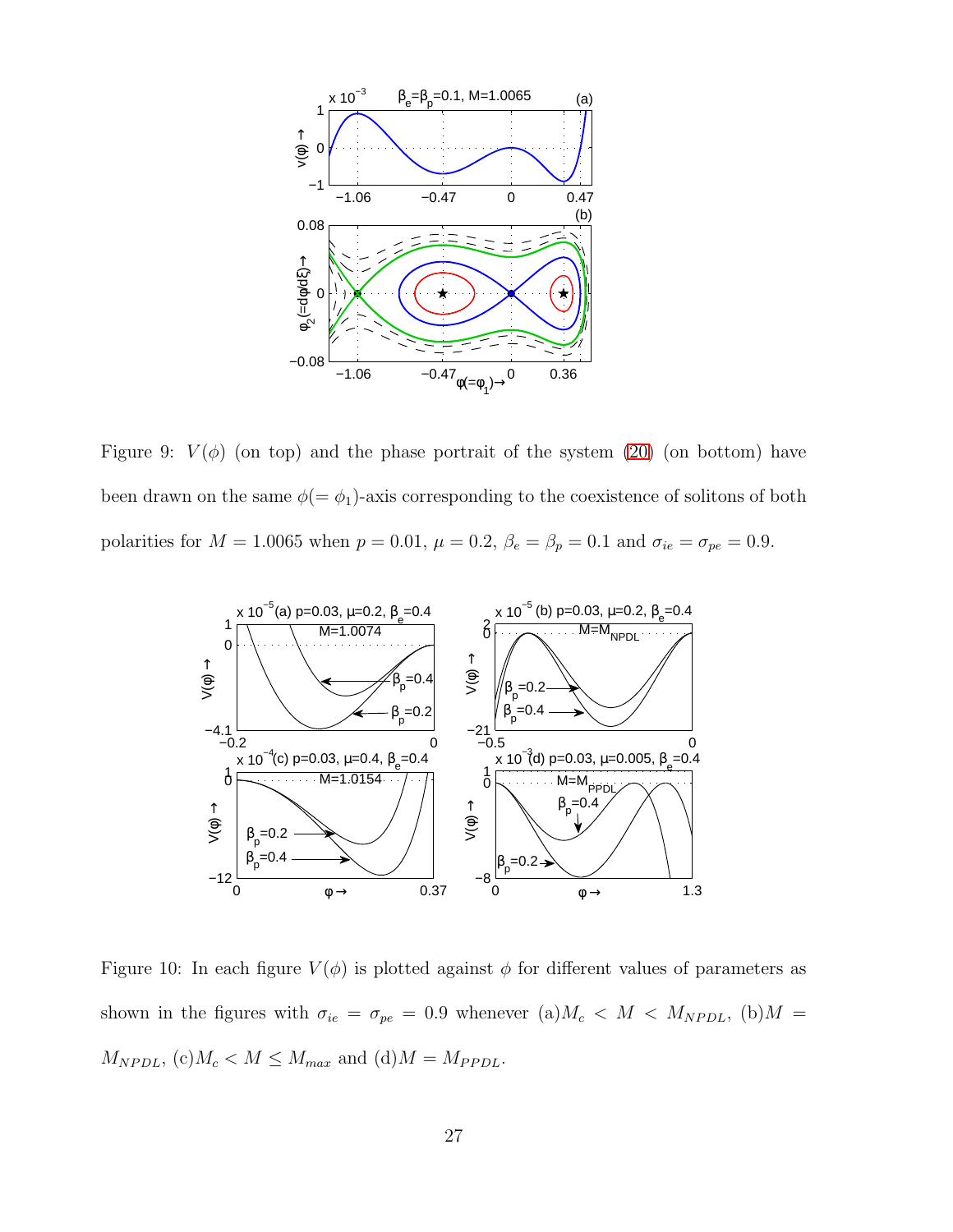x $10^{-3}$ $\beta_e=\beta_p=0.1$, M=1.0065 (a)

$V(\phi)\rightarrow$

1

0

−1

−1.06 −0.47 0 0.47

(b)

0.08

$\phi_2(=d\phi/d\xi)\rightarrow$

0

−0.08

−1.06 −0.47 $\phi(=\phi_1)\rightarrow$ 0 0.36

Figure 9: $V(\phi)$ (on top) and the phase portrait of the system (20) (on bottom) have been drawn on the same $\phi(=\phi_1)$-axis corresponding to the coexistence of solitons of both polarities for $M = 1.0065$ when $p = 0.01$, $\mu = 0.2$, $\beta_e = \beta_p = 0.1$ and $\sigma_{ie} = \sigma_{pe} = 0.9$.

x $10^{-5}$(a) p=0.03, μ=0.2, $\beta_e$=0.4

M=1.0074

$\beta_p$=0.4

$\beta_p$=0.2

$V(\phi)\rightarrow$

1

0

−4.1

−0.2 0

x $10^{-5}$ (b) p=0.03, μ=0.2, $\beta_e$=0.4

M=$M_{NPDL}$

$\beta_p$=0.2

$\beta_p$=0.4

$V(\phi)\rightarrow$

2

0

−21

−0.5 0

x $10^{-4}$(c) p=0.03, μ=0.4, $\beta_e$=0.4

M=1.0154

$\beta_p$=0.2

$\beta_p$=0.4

$V(\phi)\rightarrow$

1

0

−12

0 $\phi\rightarrow$ 0.37

x $10^{-3}$(d) p=0.03, μ=0.005, $\beta_e$=0.4

M=$M_{PPDL}$

$\beta_p$=0.4

$\beta_p$=0.2

$V(\phi)\rightarrow$

1

0

−8

0 $\phi\rightarrow$ 1.3

Figure 10: In each figure $V(\phi)$ is plotted against $\phi$ for different values of parameters as shown in the figures with $\sigma_{ie} = \sigma_{pe} = 0.9$ whenever (a)$M_c < M < M_{NPDL}$, (b)$M = M_{NPDL}$, (c)$M_c < M \leq M_{max}$ and (d)$M = M_{PPDL}$.